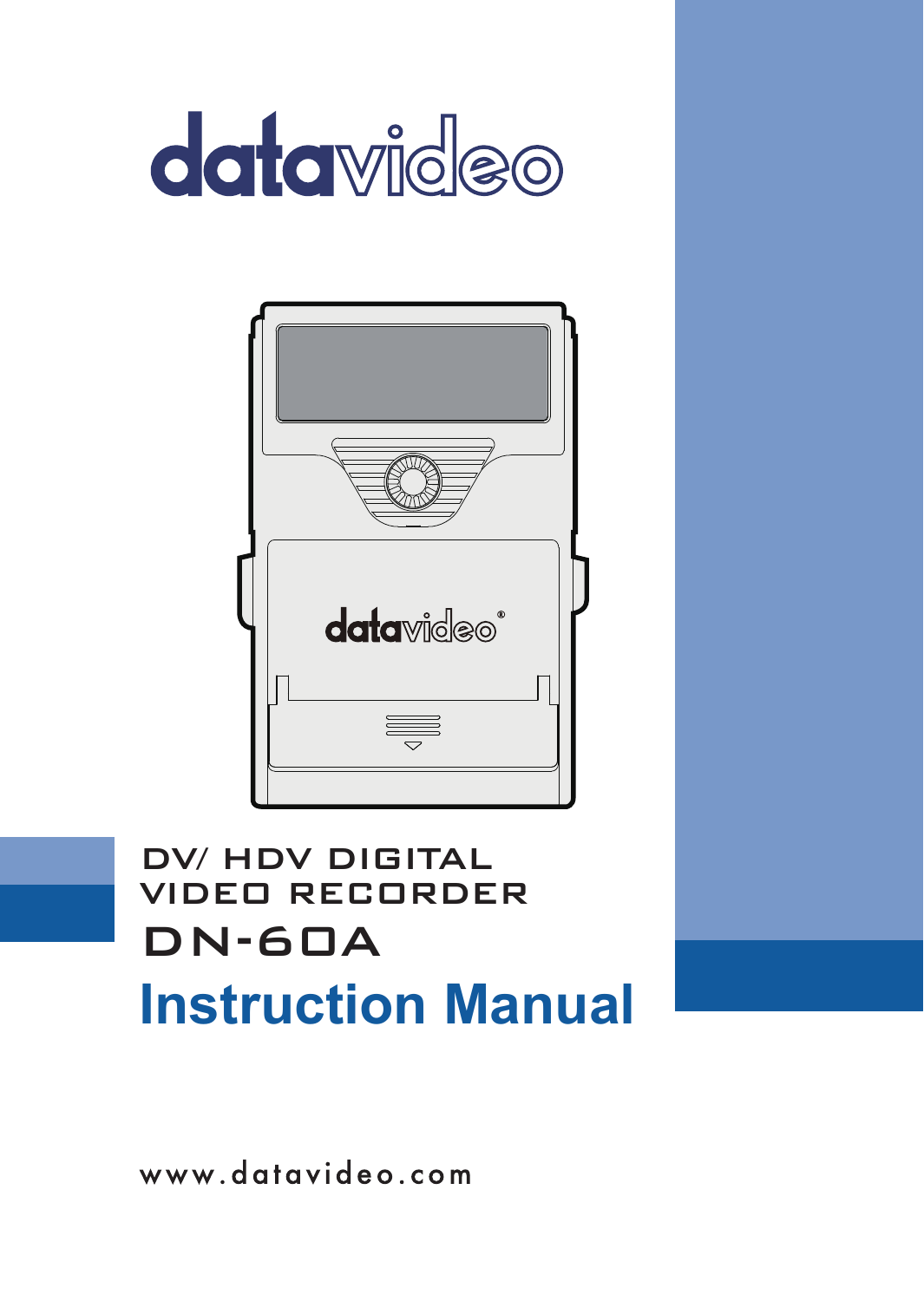datavideo

DV/ HDV DIGITAL VIDEO RECORDER

# DN-60A

# Instruction Manual

www.datavideo.com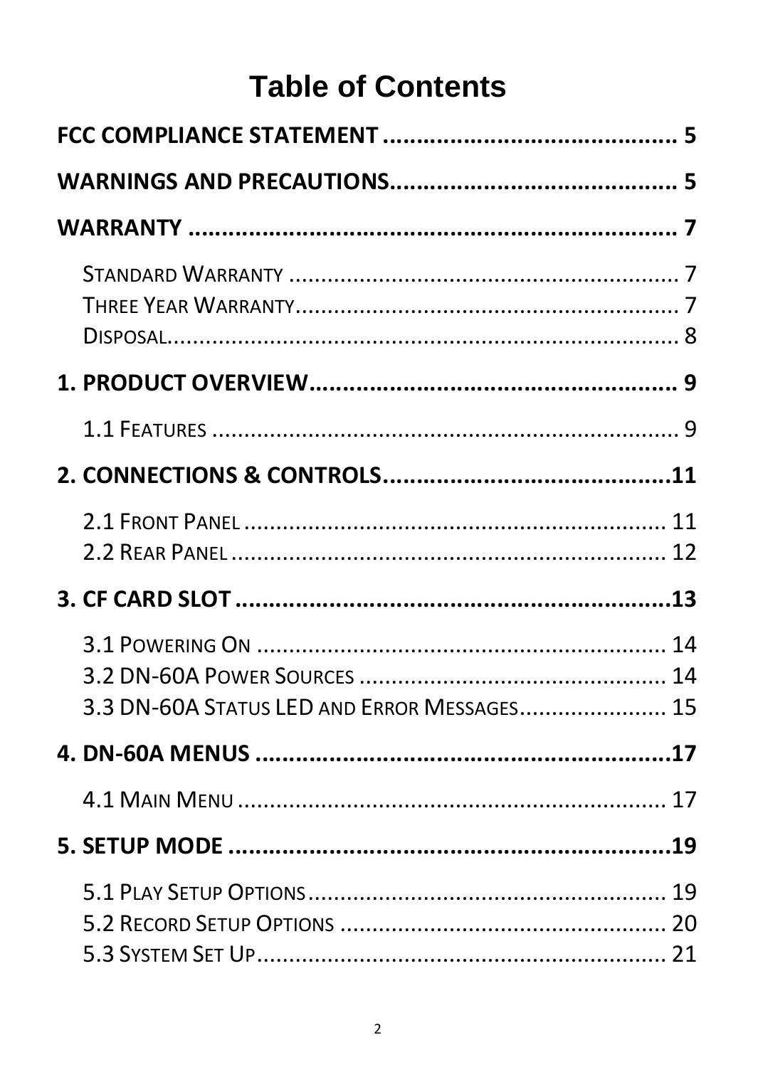# Table of Contents

**FCC COMPLIANCE STATEMENT .......................................... 5**

**WARNINGS AND PRECAUTIONS.......................................... 5**

**WARRANTY ......................................................................... 7**

STANDARD WARRANTY ............................................................ 7
THREE YEAR WARRANTY............................................................ 7
DISPOSAL................................................................................. 8

**1. PRODUCT OVERVIEW....................................................... 9**

1.1 FEATURES .......................................................................... 9

**2. CONNECTIONS & CONTROLS...........................................11**

2.1 FRONT PANEL .................................................................. 11
2.2 REAR PANEL ..................................................................... 12

**3. CF CARD SLOT .................................................................13**

3.1 POWERING ON ................................................................. 14
3.2 DN-60A POWER SOURCES ................................................ 14
3.3 DN-60A STATUS LED AND ERROR MESSAGES....................... 15

**4. DN-60A MENUS ...............................................................17**

4.1 MAIN MENU ..................................................................... 17

**5. SETUP MODE ...................................................................19**

5.1 PLAY SETUP OPTIONS......................................................... 19
5.2 RECORD SETUP OPTIONS .................................................... 20
5.3 SYSTEM SET UP................................................................. 21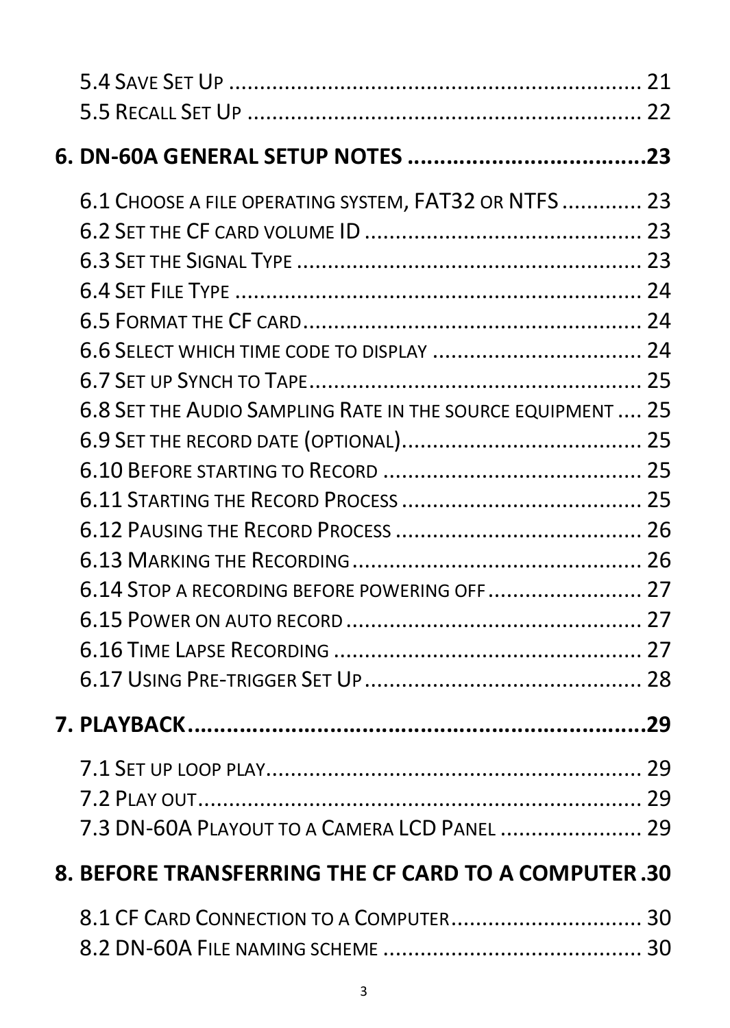5.4 Save Set Up ........................................................................ 21
5.5 Recall Set Up ..................................................................... 22

**6. DN-60A GENERAL SETUP NOTES ....................................23**

6.1 Choose a file operating system, FAT32 or NTFS ............. 23
6.2 Set the CF card volume ID ............................................ 23
6.3 Set the Signal Type ....................................................... 23
6.4 Set File Type .................................................................. 24
6.5 Format the CF card ........................................................ 24
6.6 Select which time code to display .................................. 24
6.7 Set up Synch to Tape ...................................................... 25
6.8 Set the Audio Sampling Rate in the source equipment .... 25
6.9 Set the record date (optional) ........................................ 25
6.10 Before starting to Record ............................................ 25
6.11 Starting the Record Process ........................................ 25
6.12 Pausing the Record Process ......................................... 26
6.13 Marking the Recording ................................................ 26
6.14 Stop a recording before powering off ......................... 27
6.15 Power on auto record ................................................. 27
6.16 Time Lapse Recording .................................................. 27
6.17 Using Pre-trigger Set Up ............................................. 28

**7. PLAYBACK.....................................................................29**

7.1 Set up loop play ............................................................. 29
7.2 Play out .......................................................................... 29
7.3 DN-60A Playout to a Camera LCD Panel ........................ 29

**8. BEFORE TRANSFERRING THE CF CARD TO A COMPUTER .30**

8.1 CF Card Connection to a Computer ............................... 30
8.2 DN-60A File naming scheme .......................................... 30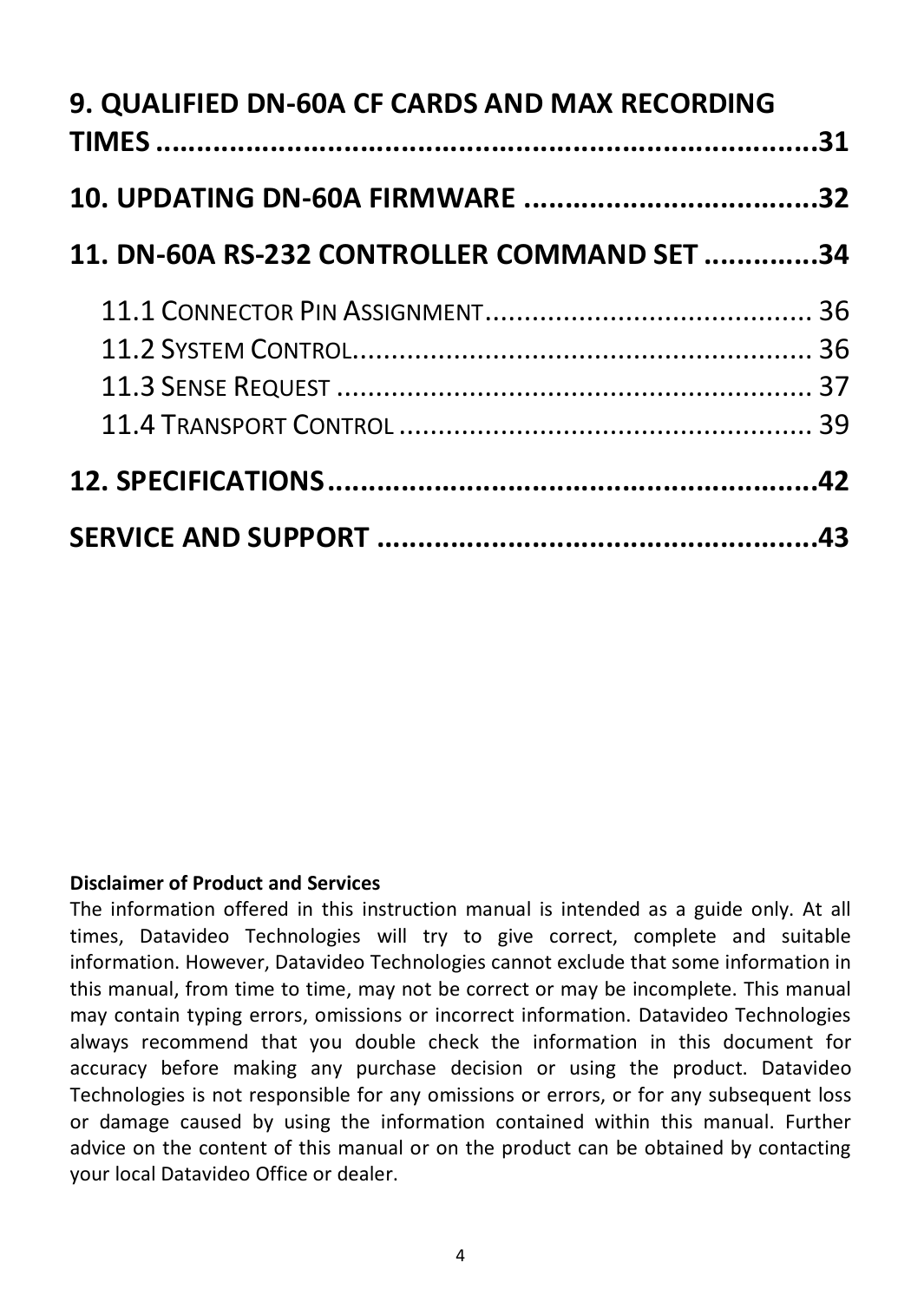**9. QUALIFIED DN-60A CF CARDS AND MAX RECORDING TIMES .......................................................................31**

**10. UPDATING DN-60A FIRMWARE ....................................32**

**11. DN-60A RS-232 CONTROLLER COMMAND SET .............34**

11.1 Connector Pin Assignment........................................... 36
11.2 System Control........................................................... 36
11.3 Sense Request ............................................................. 37
11.4 Transport Control ....................................................... 39

**12. SPECIFICATIONS............................................................42**

**SERVICE AND SUPPORT .....................................................43**

**Disclaimer of Product and Services**

The information offered in this instruction manual is intended as a guide only. At all times, Datavideo Technologies will try to give correct, complete and suitable information. However, Datavideo Technologies cannot exclude that some information in this manual, from time to time, may not be correct or may be incomplete. This manual may contain typing errors, omissions or incorrect information. Datavideo Technologies always recommend that you double check the information in this document for accuracy before making any purchase decision or using the product. Datavideo Technologies is not responsible for any omissions or errors, or for any subsequent loss or damage caused by using the information contained within this manual. Further advice on the content of this manual or on the product can be obtained by contacting your local Datavideo Office or dealer.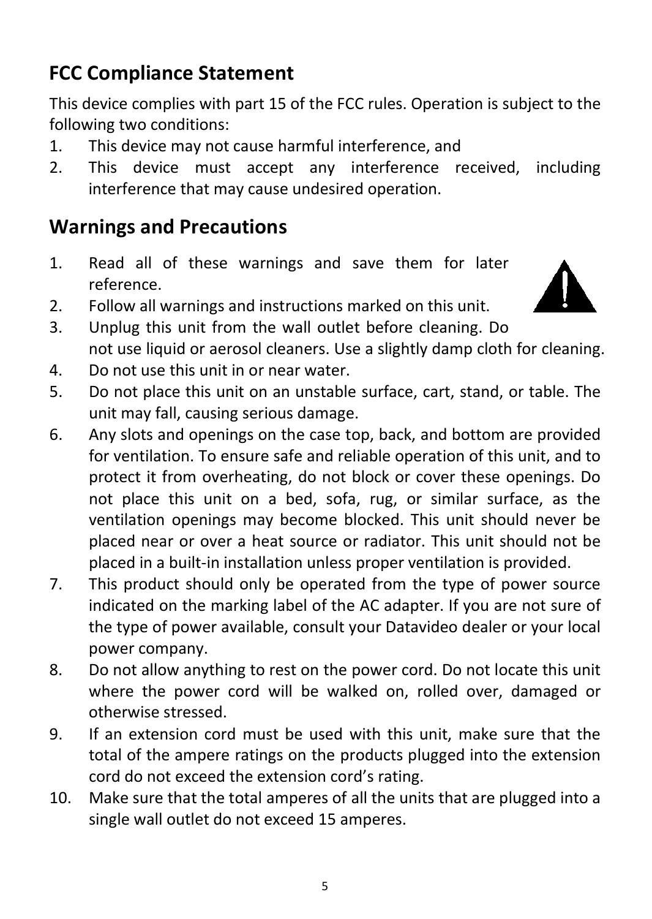## FCC Compliance Statement

This device complies with part 15 of the FCC rules. Operation is subject to the following two conditions:

1. This device may not cause harmful interference, and
2. This device must accept any interference received, including interference that may cause undesired operation.

## Warnings and Precautions

1. Read all of these warnings and save them for later reference.
2. Follow all warnings and instructions marked on this unit.
3. Unplug this unit from the wall outlet before cleaning. Do not use liquid or aerosol cleaners. Use a slightly damp cloth for cleaning.
4. Do not use this unit in or near water.
5. Do not place this unit on an unstable surface, cart, stand, or table. The unit may fall, causing serious damage.
6. Any slots and openings on the case top, back, and bottom are provided for ventilation. To ensure safe and reliable operation of this unit, and to protect it from overheating, do not block or cover these openings. Do not place this unit on a bed, sofa, rug, or similar surface, as the ventilation openings may become blocked. This unit should never be placed near or over a heat source or radiator. This unit should not be placed in a built-in installation unless proper ventilation is provided.
7. This product should only be operated from the type of power source indicated on the marking label of the AC adapter. If you are not sure of the type of power available, consult your Datavideo dealer or your local power company.
8. Do not allow anything to rest on the power cord. Do not locate this unit where the power cord will be walked on, rolled over, damaged or otherwise stressed.
9. If an extension cord must be used with this unit, make sure that the total of the ampere ratings on the products plugged into the extension cord do not exceed the extension cord's rating.
10. Make sure that the total amperes of all the units that are plugged into a single wall outlet do not exceed 15 amperes.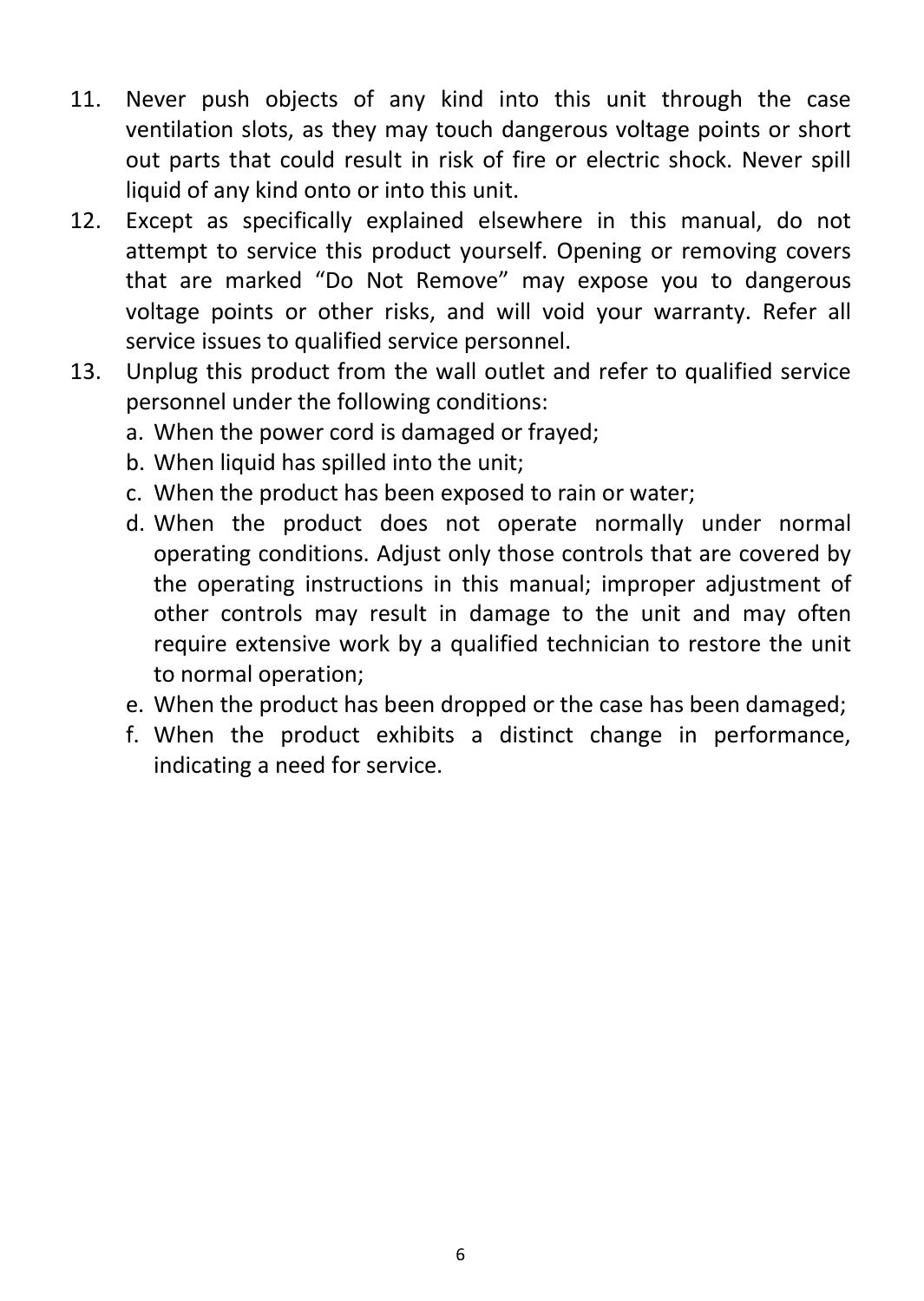11. Never push objects of any kind into this unit through the case ventilation slots, as they may touch dangerous voltage points or short out parts that could result in risk of fire or electric shock. Never spill liquid of any kind onto or into this unit.
12. Except as specifically explained elsewhere in this manual, do not attempt to service this product yourself. Opening or removing covers that are marked "Do Not Remove" may expose you to dangerous voltage points or other risks, and will void your warranty. Refer all service issues to qualified service personnel.
13. Unplug this product from the wall outlet and refer to qualified service personnel under the following conditions:
    a. When the power cord is damaged or frayed;
    b. When liquid has spilled into the unit;
    c. When the product has been exposed to rain or water;
    d. When the product does not operate normally under normal operating conditions. Adjust only those controls that are covered by the operating instructions in this manual; improper adjustment of other controls may result in damage to the unit and may often require extensive work by a qualified technician to restore the unit to normal operation;
    e. When the product has been dropped or the case has been damaged;
    f. When the product exhibits a distinct change in performance, indicating a need for service.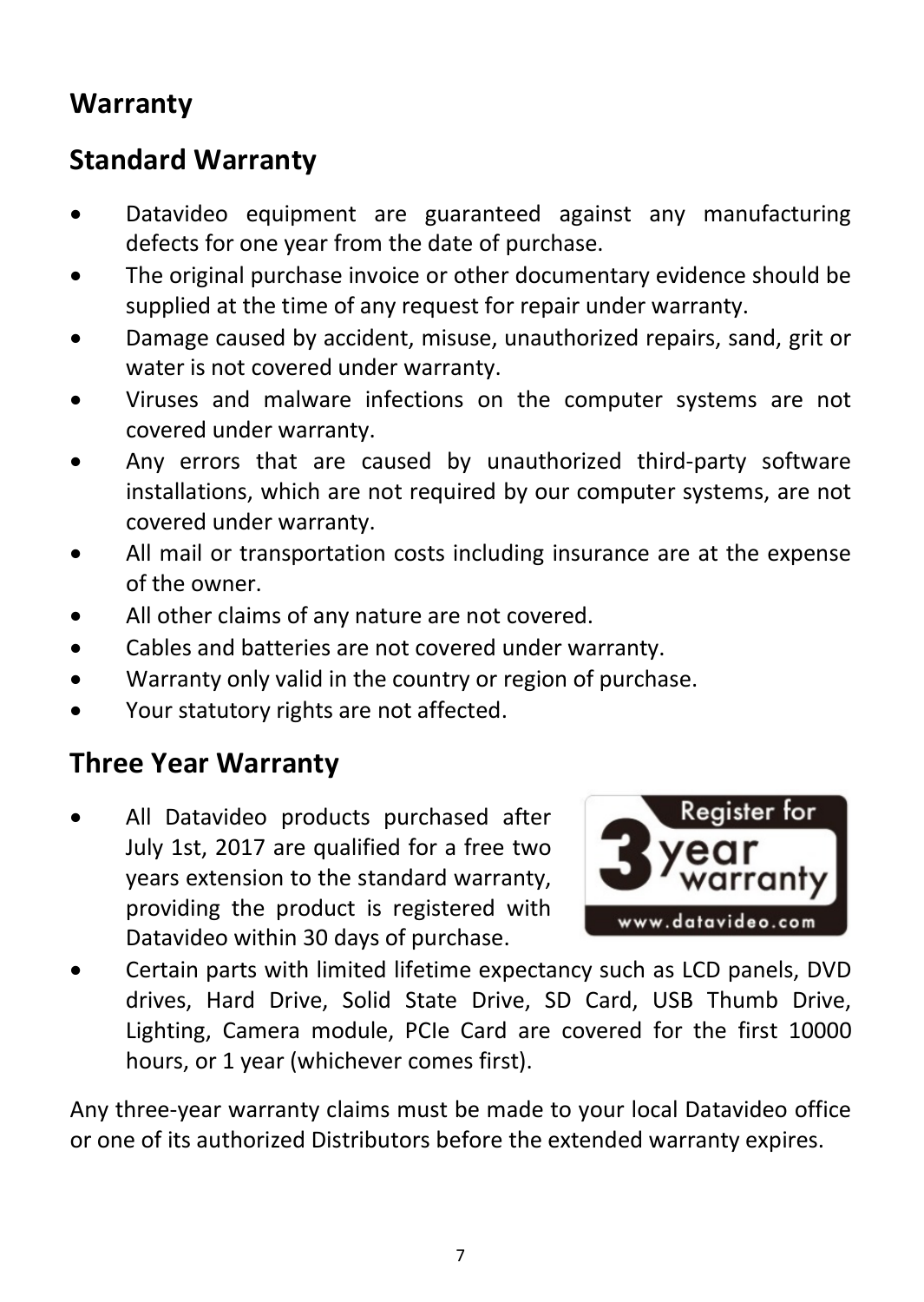# Warranty

## Standard Warranty

- Datavideo equipment are guaranteed against any manufacturing defects for one year from the date of purchase.
- The original purchase invoice or other documentary evidence should be supplied at the time of any request for repair under warranty.
- Damage caused by accident, misuse, unauthorized repairs, sand, grit or water is not covered under warranty.
- Viruses and malware infections on the computer systems are not covered under warranty.
- Any errors that are caused by unauthorized third-party software installations, which are not required by our computer systems, are not covered under warranty.
- All mail or transportation costs including insurance are at the expense of the owner.
- All other claims of any nature are not covered.
- Cables and batteries are not covered under warranty.
- Warranty only valid in the country or region of purchase.
- Your statutory rights are not affected.

## Three Year Warranty

- All Datavideo products purchased after July 1st, 2017 are qualified for a free two years extension to the standard warranty, providing the product is registered with Datavideo within 30 days of purchase.
- Certain parts with limited lifetime expectancy such as LCD panels, DVD drives, Hard Drive, Solid State Drive, SD Card, USB Thumb Drive, Lighting, Camera module, PCIe Card are covered for the first 10000 hours, or 1 year (whichever comes first).

Any three-year warranty claims must be made to your local Datavideo office or one of its authorized Distributors before the extended warranty expires.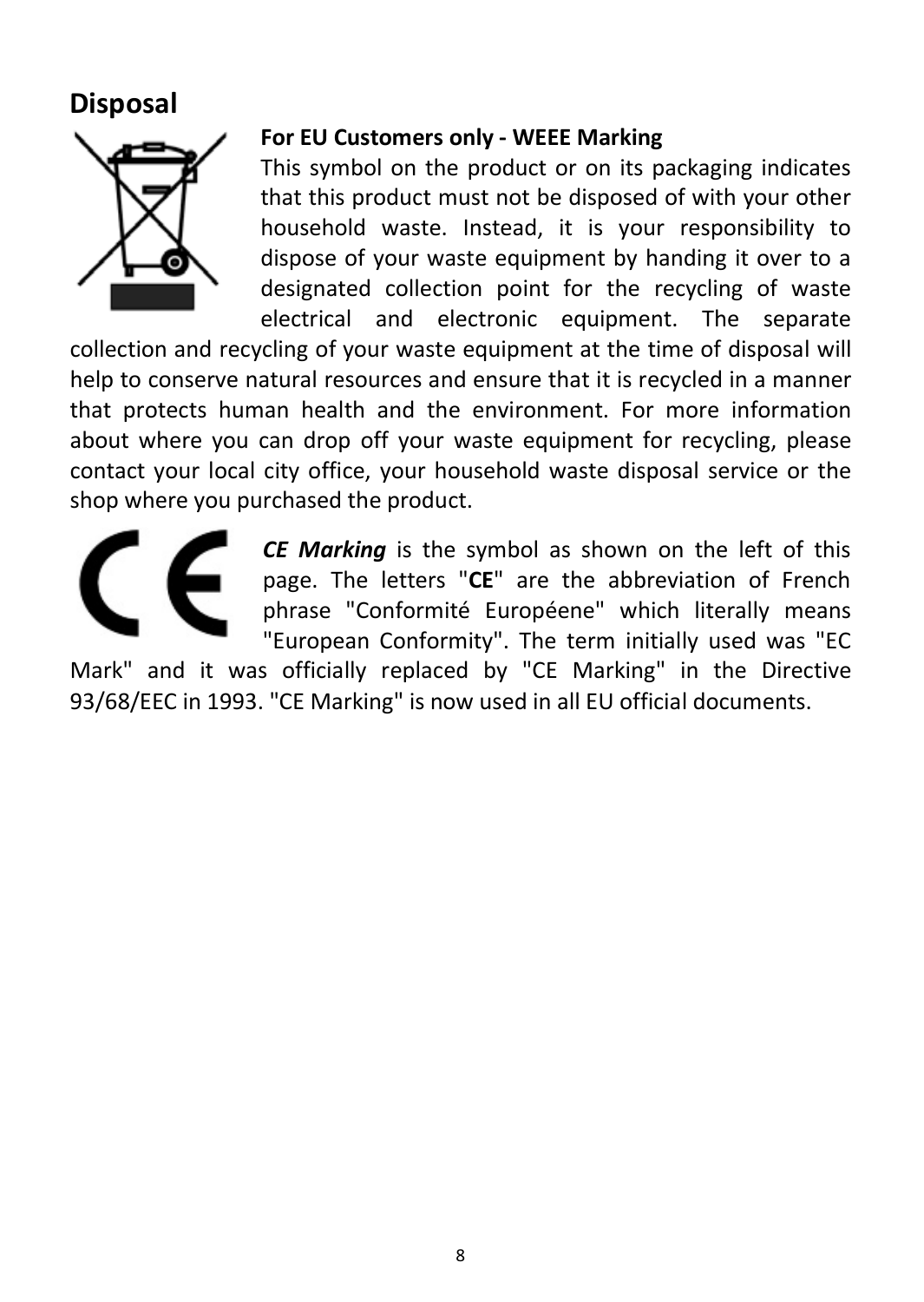# Disposal

**For EU Customers only - WEEE Marking**

This symbol on the product or on its packaging indicates that this product must not be disposed of with your other household waste. Instead, it is your responsibility to dispose of your waste equipment by handing it over to a designated collection point for the recycling of waste electrical and electronic equipment. The separate collection and recycling of your waste equipment at the time of disposal will help to conserve natural resources and ensure that it is recycled in a manner that protects human health and the environment. For more information about where you can drop off your waste equipment for recycling, please contact your local city office, your household waste disposal service or the shop where you purchased the product.

***CE Marking*** is the symbol as shown on the left of this page. The letters "**CE**" are the abbreviation of French phrase "Conformité Européene" which literally means "European Conformity". The term initially used was "EC Mark" and it was officially replaced by "CE Marking" in the Directive 93/68/EEC in 1993. "CE Marking" is now used in all EU official documents.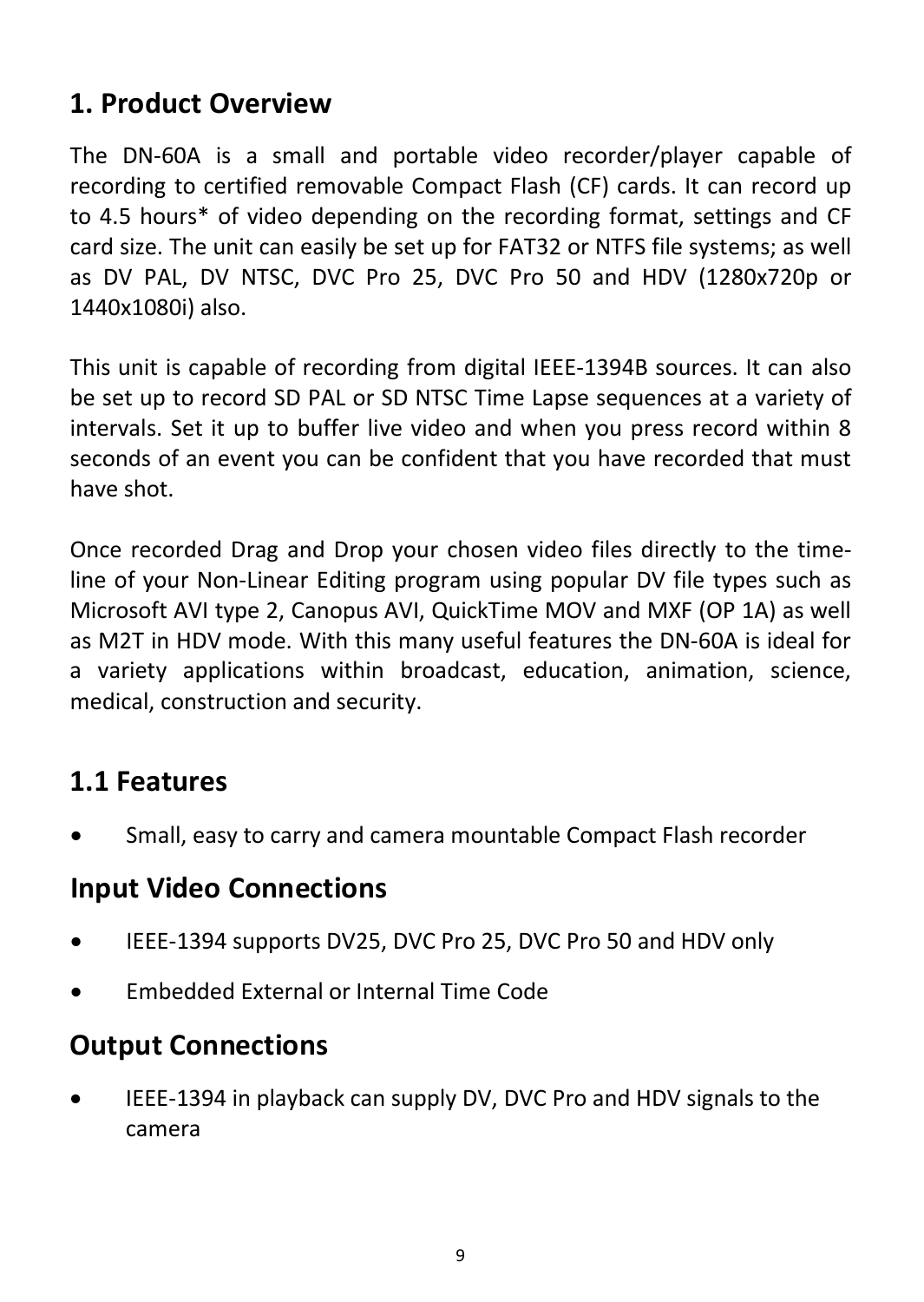# 1. Product Overview

The DN-60A is a small and portable video recorder/player capable of recording to certified removable Compact Flash (CF) cards. It can record up to 4.5 hours* of video depending on the recording format, settings and CF card size. The unit can easily be set up for FAT32 or NTFS file systems; as well as DV PAL, DV NTSC, DVC Pro 25, DVC Pro 50 and HDV (1280x720p or 1440x1080i) also.

This unit is capable of recording from digital IEEE-1394B sources. It can also be set up to record SD PAL or SD NTSC Time Lapse sequences at a variety of intervals. Set it up to buffer live video and when you press record within 8 seconds of an event you can be confident that you have recorded that must have shot.

Once recorded Drag and Drop your chosen video files directly to the time-line of your Non-Linear Editing program using popular DV file types such as Microsoft AVI type 2, Canopus AVI, QuickTime MOV and MXF (OP 1A) as well as M2T in HDV mode. With this many useful features the DN-60A is ideal for a variety applications within broadcast, education, animation, science, medical, construction and security.

## 1.1 Features

- Small, easy to carry and camera mountable Compact Flash recorder

### Input Video Connections

- IEEE-1394 supports DV25, DVC Pro 25, DVC Pro 50 and HDV only
- Embedded External or Internal Time Code

### Output Connections

- IEEE-1394 in playback can supply DV, DVC Pro and HDV signals to the camera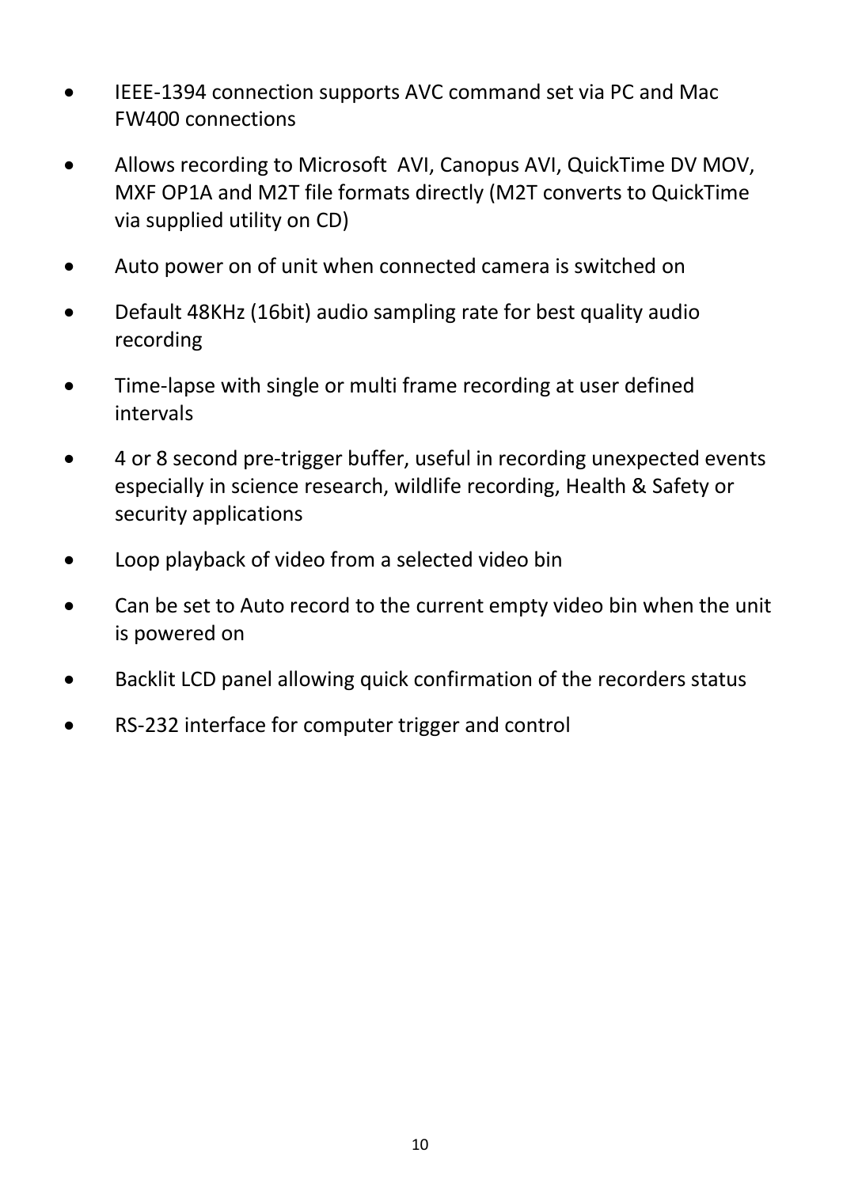- IEEE-1394 connection supports AVC command set via PC and Mac FW400 connections
- Allows recording to Microsoft AVI, Canopus AVI, QuickTime DV MOV, MXF OP1A and M2T file formats directly (M2T converts to QuickTime via supplied utility on CD)
- Auto power on of unit when connected camera is switched on
- Default 48KHz (16bit) audio sampling rate for best quality audio recording
- Time-lapse with single or multi frame recording at user defined intervals
- 4 or 8 second pre-trigger buffer, useful in recording unexpected events especially in science research, wildlife recording, Health & Safety or security applications
- Loop playback of video from a selected video bin
- Can be set to Auto record to the current empty video bin when the unit is powered on
- Backlit LCD panel allowing quick confirmation of the recorders status
- RS-232 interface for computer trigger and control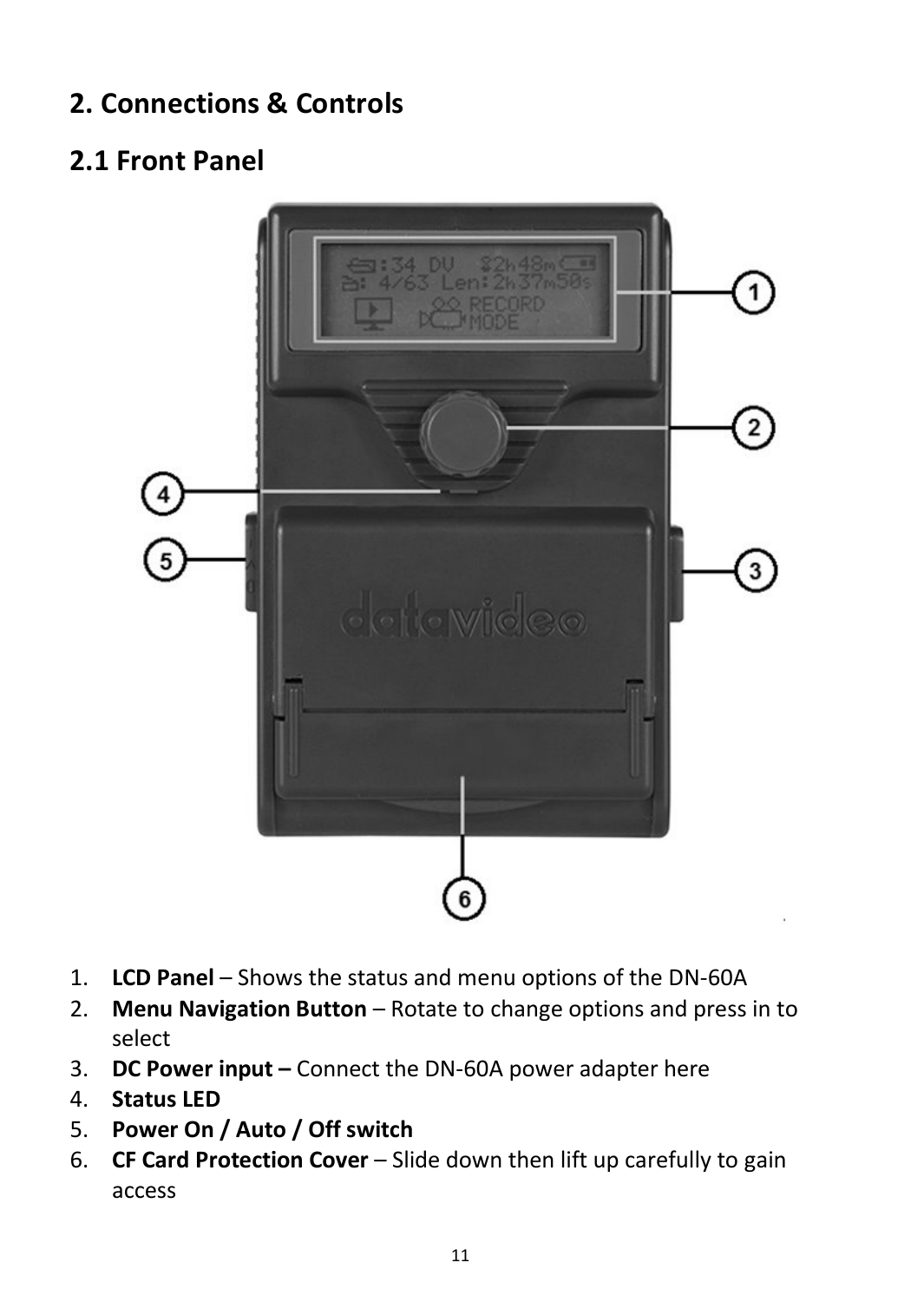# 2. Connections & Controls

## 2.1 Front Panel

1. **LCD Panel** – Shows the status and menu options of the DN-60A
2. **Menu Navigation Button** – Rotate to change options and press in to select
3. **DC Power input –** Connect the DN-60A power adapter here
4. **Status LED**
5. **Power On / Auto / Off switch**
6. **CF Card Protection Cover** – Slide down then lift up carefully to gain access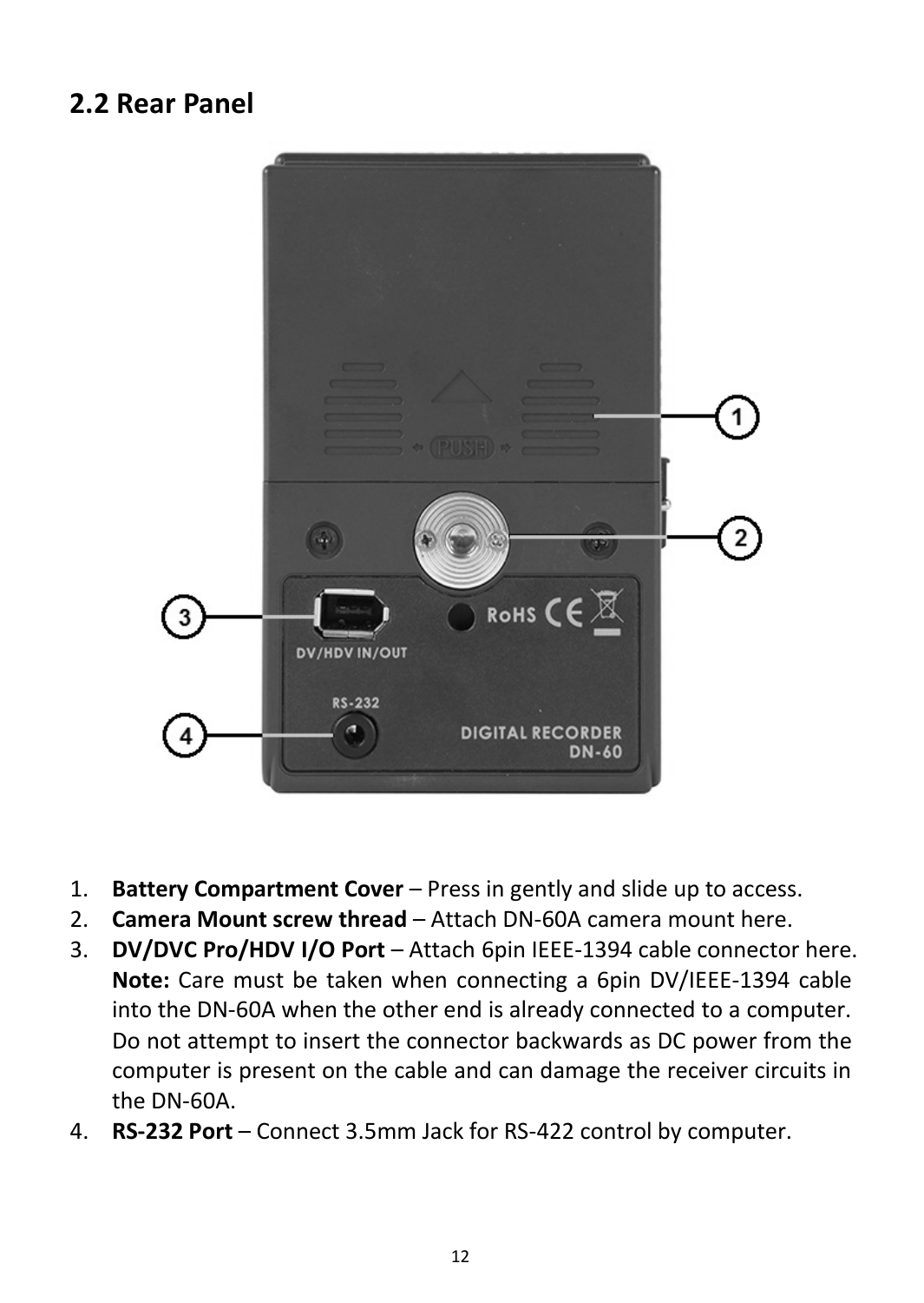## 2.2 Rear Panel

1. **Battery Compartment Cover** – Press in gently and slide up to access.
2. **Camera Mount screw thread** – Attach DN-60A camera mount here.
3. **DV/DVC Pro/HDV I/O Port** – Attach 6pin IEEE-1394 cable connector here. **Note:** Care must be taken when connecting a 6pin DV/IEEE-1394 cable into the DN-60A when the other end is already connected to a computer. Do not attempt to insert the connector backwards as DC power from the computer is present on the cable and can damage the receiver circuits in the DN-60A.
4. **RS-232 Port** – Connect 3.5mm Jack for RS-422 control by computer.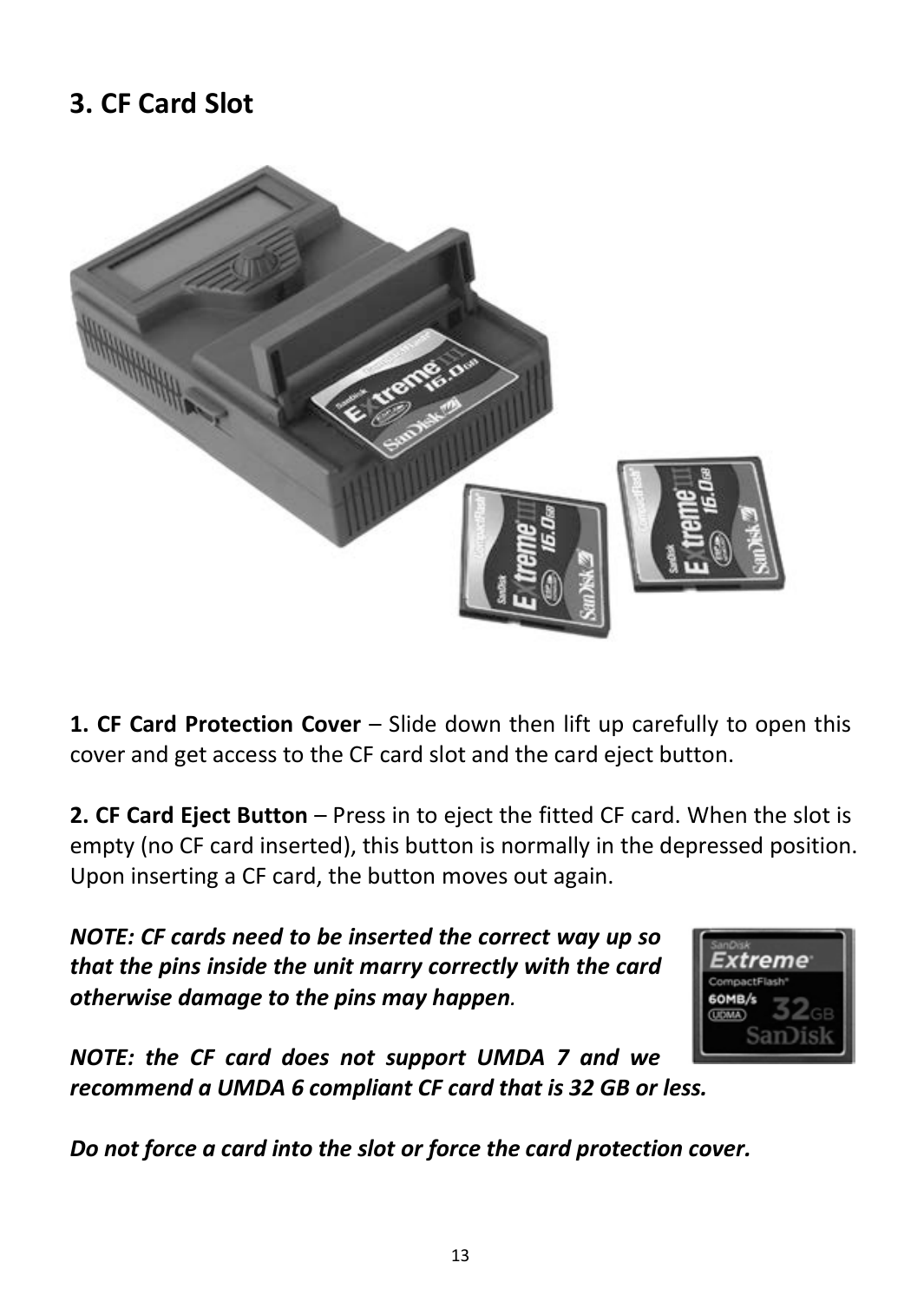## 3. CF Card Slot

**1. CF Card Protection Cover** – Slide down then lift up carefully to open this cover and get access to the CF card slot and the card eject button.

**2. CF Card Eject Button** – Press in to eject the fitted CF card. When the slot is empty (no CF card inserted), this button is normally in the depressed position. Upon inserting a CF card, the button moves out again.

***NOTE: CF cards need to be inserted the correct way up so that the pins inside the unit marry correctly with the card otherwise damage to the pins may happen.***

***NOTE: the CF card does not support UMDA 7 and we recommend a UMDA 6 compliant CF card that is 32 GB or less.***

***Do not force a card into the slot or force the card protection cover.***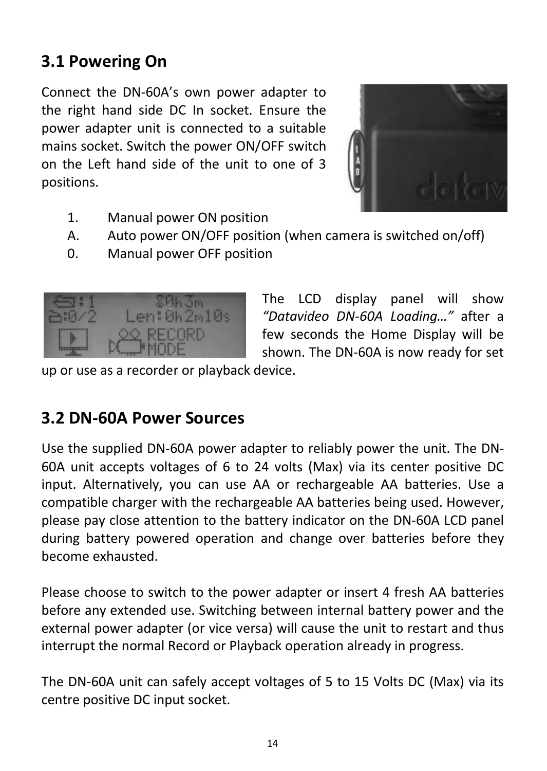## 3.1 Powering On

Connect the DN-60A's own power adapter to the right hand side DC In socket. Ensure the power adapter unit is connected to a suitable mains socket. Switch the power ON/OFF switch on the Left hand side of the unit to one of 3 positions.

1. Manual power ON position
A. Auto power ON/OFF position (when camera is switched on/off)
0. Manual power OFF position

The LCD display panel will show *"Datavideo DN-60A Loading…"* after a few seconds the Home Display will be shown. The DN-60A is now ready for set up or use as a recorder or playback device.

## 3.2 DN-60A Power Sources

Use the supplied DN-60A power adapter to reliably power the unit. The DN-60A unit accepts voltages of 6 to 24 volts (Max) via its center positive DC input. Alternatively, you can use AA or rechargeable AA batteries. Use a compatible charger with the rechargeable AA batteries being used. However, please pay close attention to the battery indicator on the DN-60A LCD panel during battery powered operation and change over batteries before they become exhausted.

Please choose to switch to the power adapter or insert 4 fresh AA batteries before any extended use. Switching between internal battery power and the external power adapter (or vice versa) will cause the unit to restart and thus interrupt the normal Record or Playback operation already in progress.

The DN-60A unit can safely accept voltages of 5 to 15 Volts DC (Max) via its centre positive DC input socket.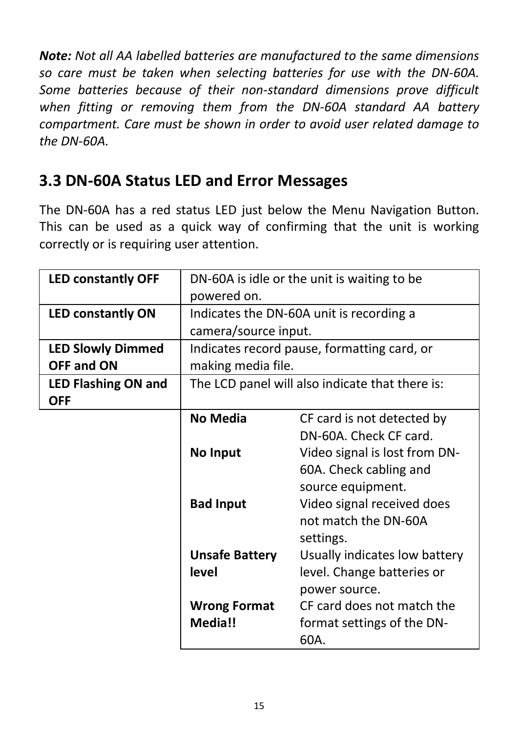***Note:*** *Not all AA labelled batteries are manufactured to the same dimensions so care must be taken when selecting batteries for use with the DN-60A. Some batteries because of their non-standard dimensions prove difficult when fitting or removing them from the DN-60A standard AA battery compartment. Care must be shown in order to avoid user related damage to the DN-60A.*

## 3.3 DN-60A Status LED and Error Messages

The DN-60A has a red status LED just below the Menu Navigation Button. This can be used as a quick way of confirming that the unit is working correctly or is requiring user attention.

| | | |
|---|---|---|
| **LED constantly OFF** | DN-60A is idle or the unit is waiting to be powered on. | |
| **LED constantly ON** | Indicates the DN-60A unit is recording a camera/source input. | |
| **LED Slowly Dimmed OFF and ON** | Indicates record pause, formatting card, or making media file. | |
| **LED Flashing ON and OFF** | The LCD panel will also indicate that there is: | |
| | **No Media** | CF card is not detected by DN-60A. Check CF card. |
| | **No Input** | Video signal is lost from DN-60A. Check cabling and source equipment. |
| | **Bad Input** | Video signal received does not match the DN-60A settings. |
| | **Unsafe Battery level** | Usually indicates low battery level. Change batteries or power source. |
| | **Wrong Format Media!!** | CF card does not match the format settings of the DN-60A. |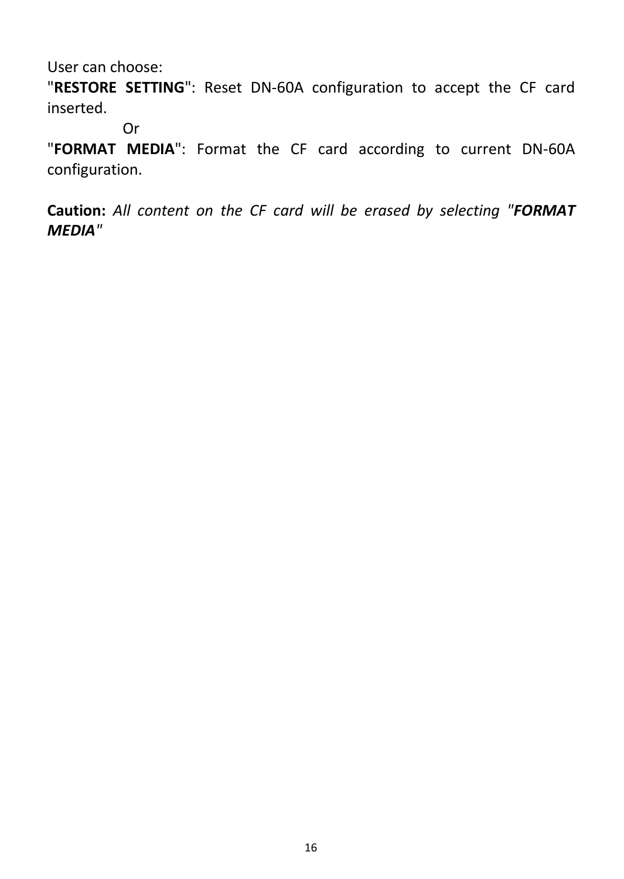User can choose:

"**RESTORE SETTING**": Reset DN-60A configuration to accept the CF card inserted.

Or

"**FORMAT MEDIA**": Format the CF card according to current DN-60A configuration.

**Caution:** *All content on the CF card will be erased by selecting "**FORMAT MEDIA**"*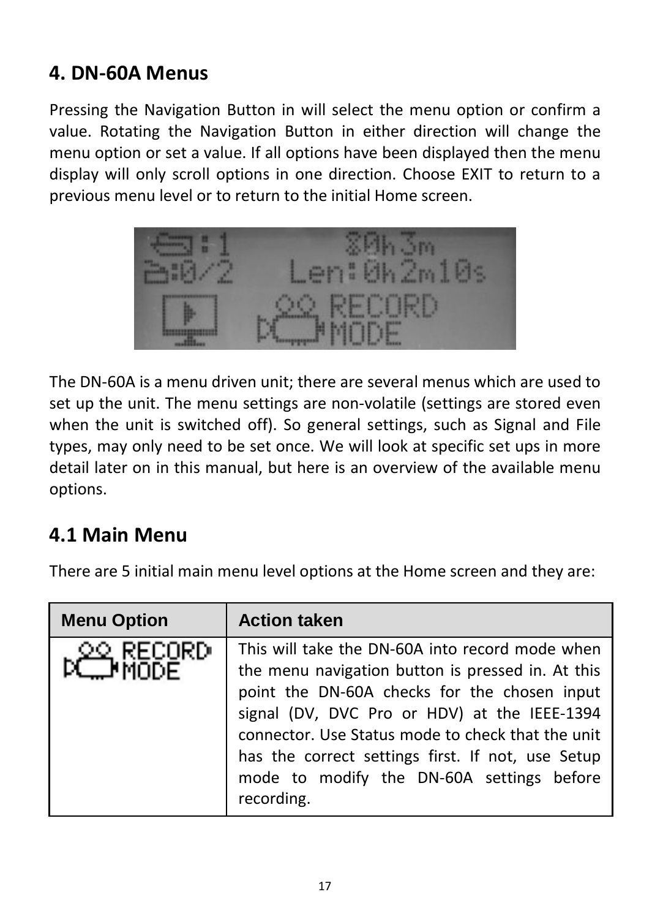## 4. DN-60A Menus

Pressing the Navigation Button in will select the menu option or confirm a value. Rotating the Navigation Button in either direction will change the menu option or set a value. If all options have been displayed then the menu display will only scroll options in one direction. Choose EXIT to return to a previous menu level or to return to the initial Home screen.

The DN-60A is a menu driven unit; there are several menus which are used to set up the unit. The menu settings are non-volatile (settings are stored even when the unit is switched off). So general settings, such as Signal and File types, may only need to be set once. We will look at specific set ups in more detail later on in this manual, but here is an overview of the available menu options.

### 4.1 Main Menu

There are 5 initial main menu level options at the Home screen and they are:

| Menu Option | Action taken |
| --- | --- |
| RECORD MODE | This will take the DN-60A into record mode when the menu navigation button is pressed in. At this point the DN-60A checks for the chosen input signal (DV, DVC Pro or HDV) at the IEEE-1394 connector. Use Status mode to check that the unit has the correct settings first. If not, use Setup mode to modify the DN-60A settings before recording. |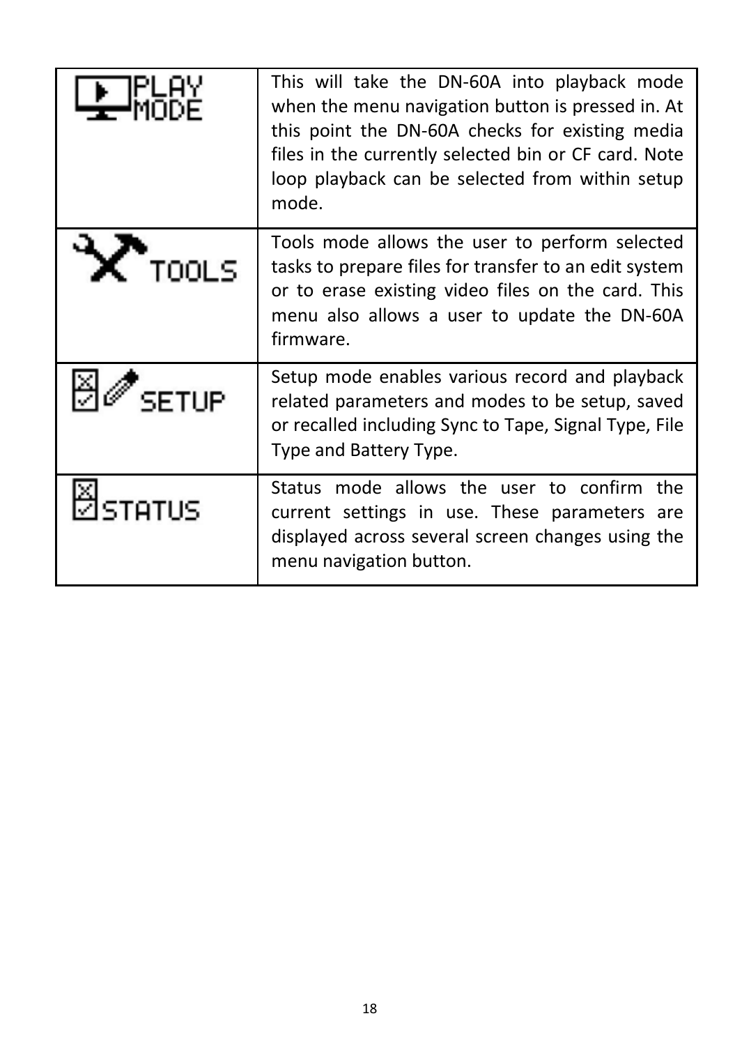| | |
|---|---|
| PLAY MODE | This will take the DN-60A into playback mode when the menu navigation button is pressed in. At this point the DN-60A checks for existing media files in the currently selected bin or CF card. Note loop playback can be selected from within setup mode. |
| TOOLS | Tools mode allows the user to perform selected tasks to prepare files for transfer to an edit system or to erase existing video files on the card. This menu also allows a user to update the DN-60A firmware. |
| SETUP | Setup mode enables various record and playback related parameters and modes to be setup, saved or recalled including Sync to Tape, Signal Type, File Type and Battery Type. |
| STATUS | Status mode allows the user to confirm the current settings in use. These parameters are displayed across several screen changes using the menu navigation button. |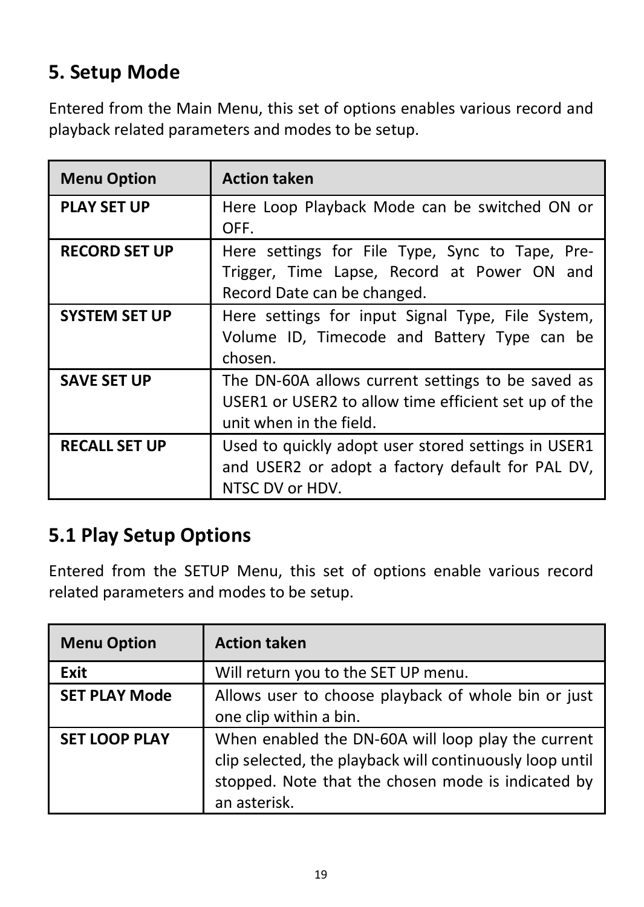## 5. Setup Mode

Entered from the Main Menu, this set of options enables various record and playback related parameters and modes to be setup.

| Menu Option | Action taken |
|---|---|
| **PLAY SET UP** | Here Loop Playback Mode can be switched ON or OFF. |
| **RECORD SET UP** | Here settings for File Type, Sync to Tape, Pre-Trigger, Time Lapse, Record at Power ON and Record Date can be changed. |
| **SYSTEM SET UP** | Here settings for input Signal Type, File System, Volume ID, Timecode and Battery Type can be chosen. |
| **SAVE SET UP** | The DN-60A allows current settings to be saved as USER1 or USER2 to allow time efficient set up of the unit when in the field. |
| **RECALL SET UP** | Used to quickly adopt user stored settings in USER1 and USER2 or adopt a factory default for PAL DV, NTSC DV or HDV. |

## 5.1 Play Setup Options

Entered from the SETUP Menu, this set of options enable various record related parameters and modes to be setup.

| Menu Option | Action taken |
|---|---|
| **Exit** | Will return you to the SET UP menu. |
| **SET PLAY Mode** | Allows user to choose playback of whole bin or just one clip within a bin. |
| **SET LOOP PLAY** | When enabled the DN-60A will loop play the current clip selected, the playback will continuously loop until stopped. Note that the chosen mode is indicated by an asterisk. |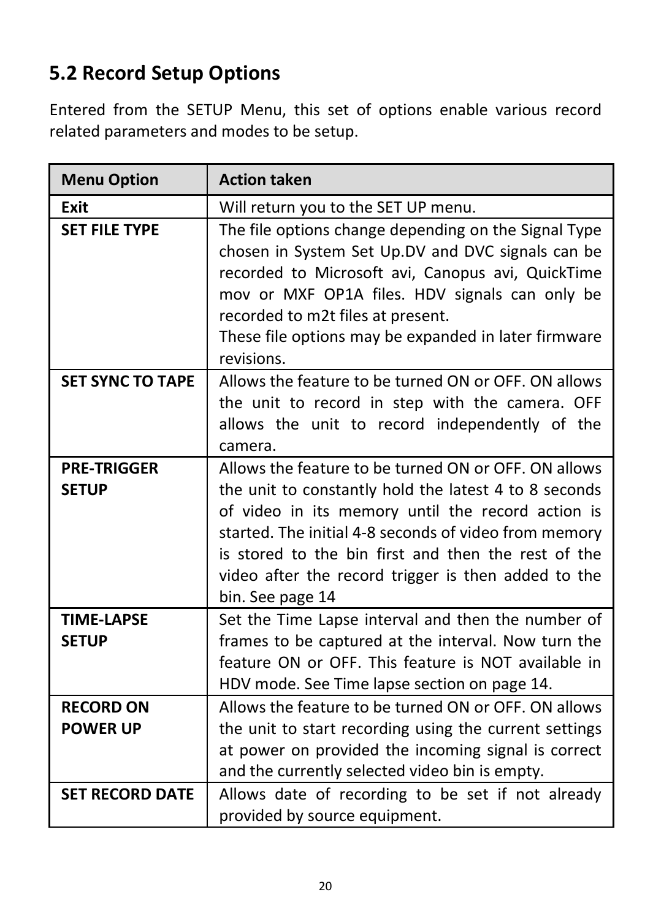## 5.2 Record Setup Options

Entered from the SETUP Menu, this set of options enable various record related parameters and modes to be setup.

| Menu Option | Action taken |
| --- | --- |
| **Exit** | Will return you to the SET UP menu. |
| **SET FILE TYPE** | The file options change depending on the Signal Type chosen in System Set Up.DV and DVC signals can be recorded to Microsoft avi, Canopus avi, QuickTime mov or MXF OP1A files. HDV signals can only be recorded to m2t files at present.<br>These file options may be expanded in later firmware revisions. |
| **SET SYNC TO TAPE** | Allows the feature to be turned ON or OFF. ON allows the unit to record in step with the camera. OFF allows the unit to record independently of the camera. |
| **PRE-TRIGGER SETUP** | Allows the feature to be turned ON or OFF. ON allows the unit to constantly hold the latest 4 to 8 seconds of video in its memory until the record action is started. The initial 4-8 seconds of video from memory is stored to the bin first and then the rest of the video after the record trigger is then added to the bin. See page 14 |
| **TIME-LAPSE SETUP** | Set the Time Lapse interval and then the number of frames to be captured at the interval. Now turn the feature ON or OFF. This feature is NOT available in HDV mode. See Time lapse section on page 14. |
| **RECORD ON POWER UP** | Allows the feature to be turned ON or OFF. ON allows the unit to start recording using the current settings at power on provided the incoming signal is correct and the currently selected video bin is empty. |
| **SET RECORD DATE** | Allows date of recording to be set if not already provided by source equipment. |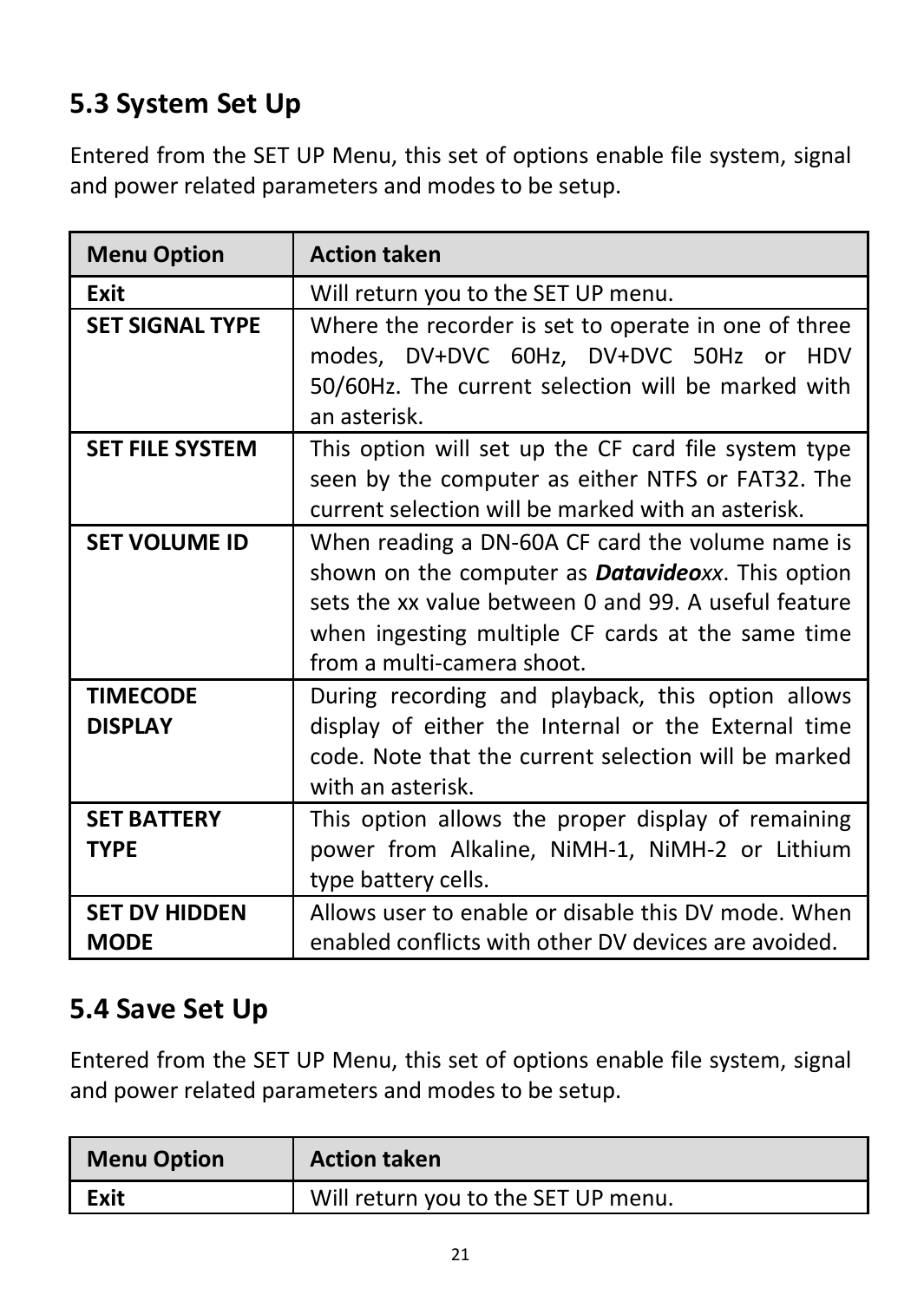## 5.3 System Set Up

Entered from the SET UP Menu, this set of options enable file system, signal and power related parameters and modes to be setup.

| Menu Option | Action taken |
|---|---|
| **Exit** | Will return you to the SET UP menu. |
| **SET SIGNAL TYPE** | Where the recorder is set to operate in one of three modes, DV+DVC 60Hz, DV+DVC 50Hz or HDV 50/60Hz. The current selection will be marked with an asterisk. |
| **SET FILE SYSTEM** | This option will set up the CF card file system type seen by the computer as either NTFS or FAT32. The current selection will be marked with an asterisk. |
| **SET VOLUME ID** | When reading a DN-60A CF card the volume name is shown on the computer as ***Datavideo****xx*. This option sets the xx value between 0 and 99. A useful feature when ingesting multiple CF cards at the same time from a multi-camera shoot. |
| **TIMECODE DISPLAY** | During recording and playback, this option allows display of either the Internal or the External time code. Note that the current selection will be marked with an asterisk. |
| **SET BATTERY TYPE** | This option allows the proper display of remaining power from Alkaline, NiMH-1, NiMH-2 or Lithium type battery cells. |
| **SET DV HIDDEN MODE** | Allows user to enable or disable this DV mode. When enabled conflicts with other DV devices are avoided. |

## 5.4 Save Set Up

Entered from the SET UP Menu, this set of options enable file system, signal and power related parameters and modes to be setup.

| Menu Option | Action taken |
|---|---|
| **Exit** | Will return you to the SET UP menu. |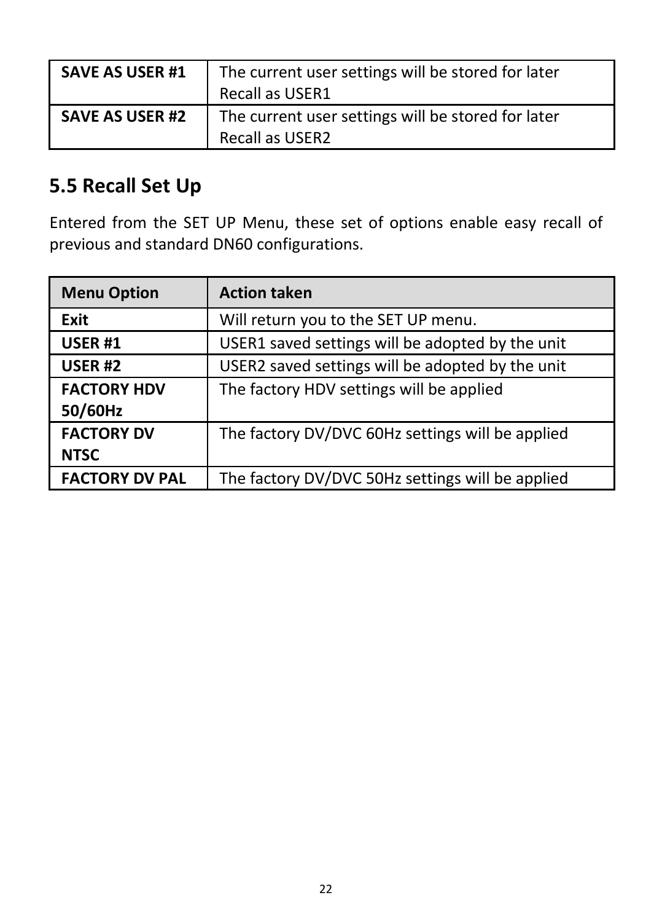| SAVE AS USER #1 | The current user settings will be stored for later Recall as USER1 |
|---|---|
| SAVE AS USER #2 | The current user settings will be stored for later Recall as USER2 |

## 5.5 Recall Set Up

Entered from the SET UP Menu, these set of options enable easy recall of previous and standard DN60 configurations.

| Menu Option | Action taken |
|---|---|
| **Exit** | Will return you to the SET UP menu. |
| **USER #1** | USER1 saved settings will be adopted by the unit |
| **USER #2** | USER2 saved settings will be adopted by the unit |
| **FACTORY HDV 50/60Hz** | The factory HDV settings will be applied |
| **FACTORY DV NTSC** | The factory DV/DVC 60Hz settings will be applied |
| **FACTORY DV PAL** | The factory DV/DVC 50Hz settings will be applied |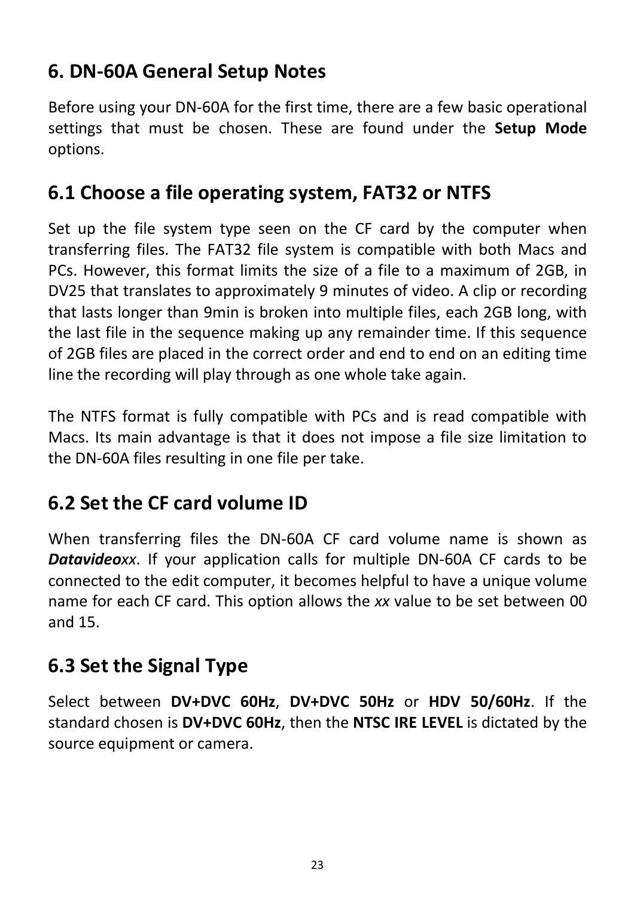# 6. DN-60A General Setup Notes

Before using your DN-60A for the first time, there are a few basic operational settings that must be chosen. These are found under the **Setup Mode** options.

## 6.1 Choose a file operating system, FAT32 or NTFS

Set up the file system type seen on the CF card by the computer when transferring files. The FAT32 file system is compatible with both Macs and PCs. However, this format limits the size of a file to a maximum of 2GB, in DV25 that translates to approximately 9 minutes of video. A clip or recording that lasts longer than 9min is broken into multiple files, each 2GB long, with the last file in the sequence making up any remainder time. If this sequence of 2GB files are placed in the correct order and end to end on an editing time line the recording will play through as one whole take again.

The NTFS format is fully compatible with PCs and is read compatible with Macs. Its main advantage is that it does not impose a file size limitation to the DN-60A files resulting in one file per take.

## 6.2 Set the CF card volume ID

When transferring files the DN-60A CF card volume name is shown as ***Datavideo****xx*. If your application calls for multiple DN-60A CF cards to be connected to the edit computer, it becomes helpful to have a unique volume name for each CF card. This option allows the *xx* value to be set between 00 and 15.

## 6.3 Set the Signal Type

Select between **DV+DVC 60Hz**, **DV+DVC 50Hz** or **HDV 50/60Hz**. If the standard chosen is **DV+DVC 60Hz**, then the **NTSC IRE LEVEL** is dictated by the source equipment or camera.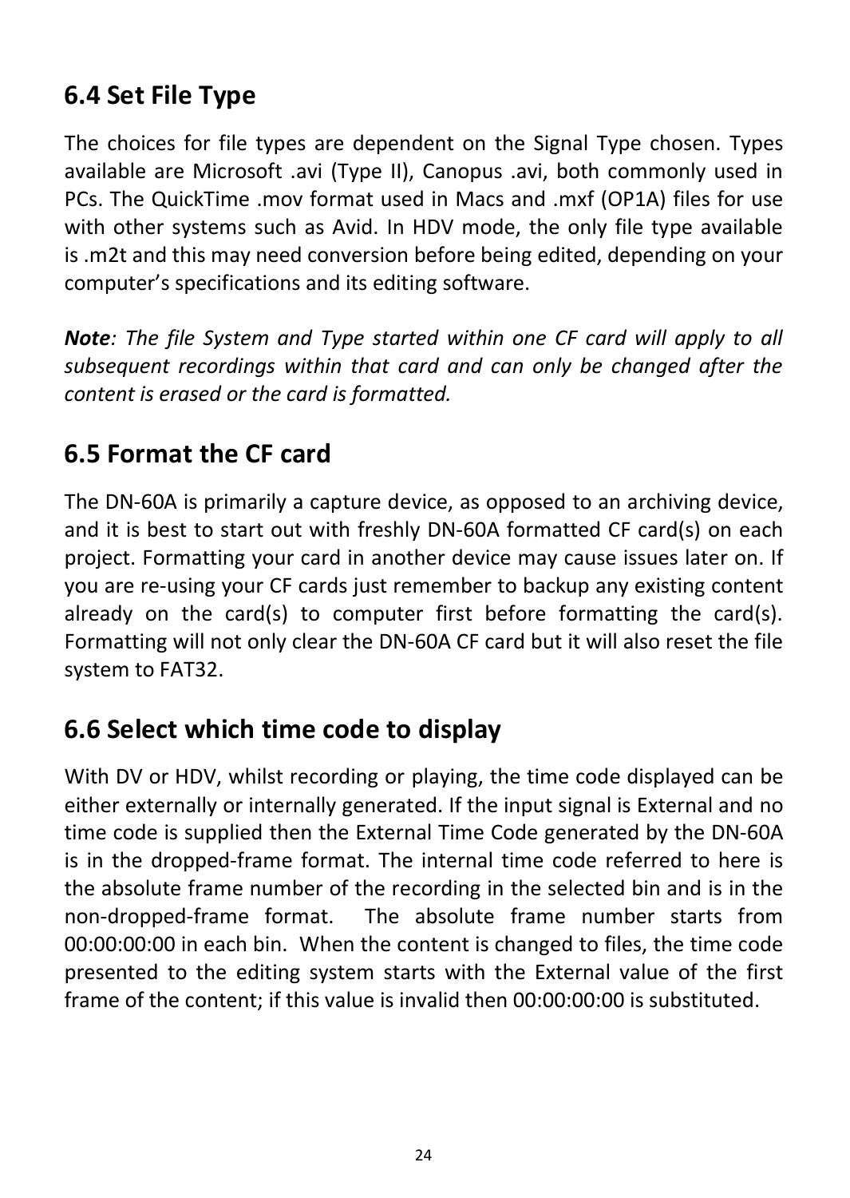## 6.4 Set File Type

The choices for file types are dependent on the Signal Type chosen. Types available are Microsoft .avi (Type II), Canopus .avi, both commonly used in PCs. The QuickTime .mov format used in Macs and .mxf (OP1A) files for use with other systems such as Avid. In HDV mode, the only file type available is .m2t and this may need conversion before being edited, depending on your computer's specifications and its editing software.

***Note**: The file System and Type started within one CF card will apply to all subsequent recordings within that card and can only be changed after the content is erased or the card is formatted.*

## 6.5 Format the CF card

The DN-60A is primarily a capture device, as opposed to an archiving device, and it is best to start out with freshly DN-60A formatted CF card(s) on each project. Formatting your card in another device may cause issues later on. If you are re-using your CF cards just remember to backup any existing content already on the card(s) to computer first before formatting the card(s). Formatting will not only clear the DN-60A CF card but it will also reset the file system to FAT32.

## 6.6 Select which time code to display

With DV or HDV, whilst recording or playing, the time code displayed can be either externally or internally generated. If the input signal is External and no time code is supplied then the External Time Code generated by the DN-60A is in the dropped-frame format. The internal time code referred to here is the absolute frame number of the recording in the selected bin and is in the non-dropped-frame format. The absolute frame number starts from 00:00:00:00 in each bin. When the content is changed to files, the time code presented to the editing system starts with the External value of the first frame of the content; if this value is invalid then 00:00:00:00 is substituted.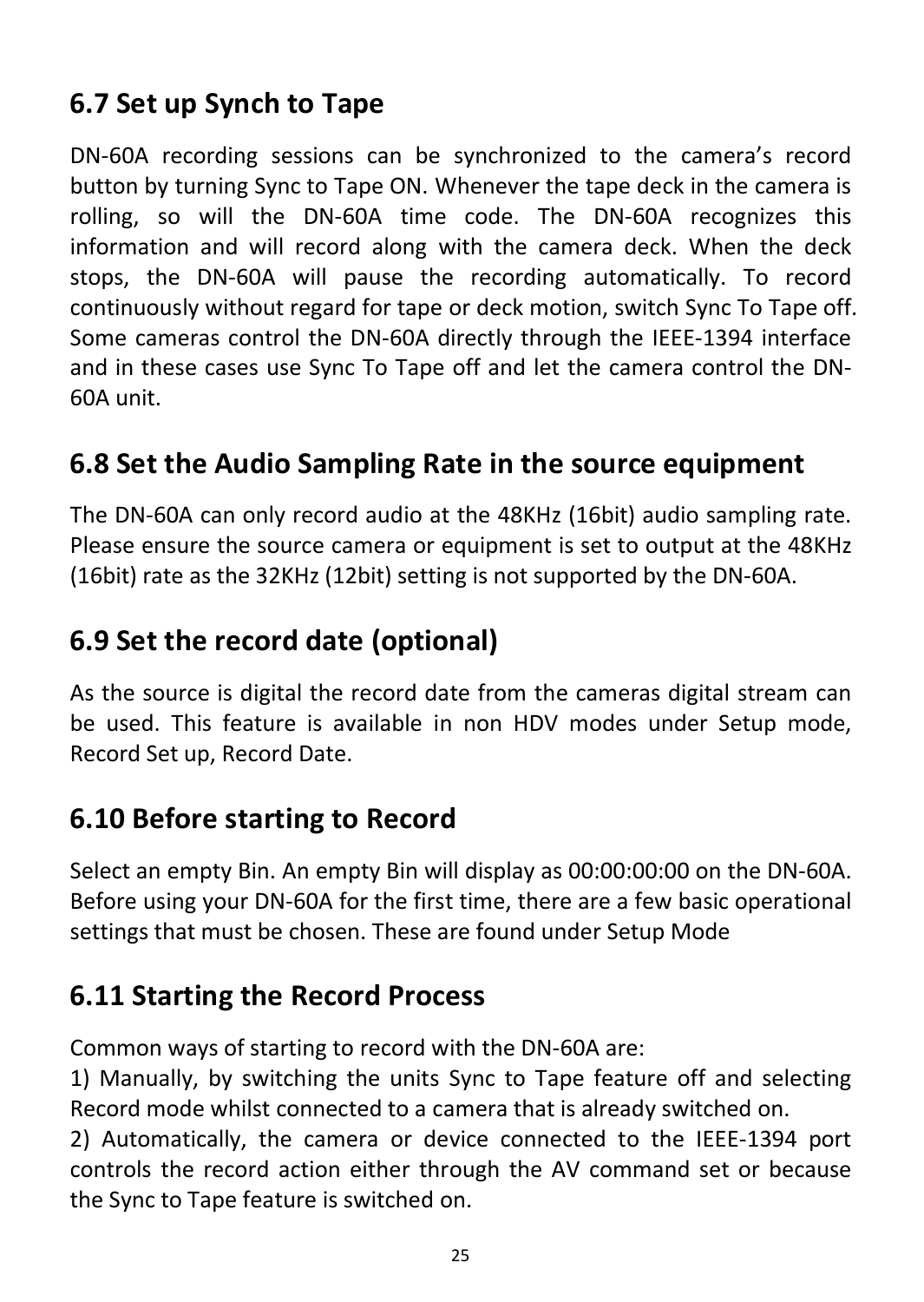## 6.7 Set up Synch to Tape

DN-60A recording sessions can be synchronized to the camera's record button by turning Sync to Tape ON. Whenever the tape deck in the camera is rolling, so will the DN-60A time code. The DN-60A recognizes this information and will record along with the camera deck. When the deck stops, the DN-60A will pause the recording automatically. To record continuously without regard for tape or deck motion, switch Sync To Tape off. Some cameras control the DN-60A directly through the IEEE-1394 interface and in these cases use Sync To Tape off and let the camera control the DN-60A unit.

## 6.8 Set the Audio Sampling Rate in the source equipment

The DN-60A can only record audio at the 48KHz (16bit) audio sampling rate. Please ensure the source camera or equipment is set to output at the 48KHz (16bit) rate as the 32KHz (12bit) setting is not supported by the DN-60A.

## 6.9 Set the record date (optional)

As the source is digital the record date from the cameras digital stream can be used. This feature is available in non HDV modes under Setup mode, Record Set up, Record Date.

## 6.10 Before starting to Record

Select an empty Bin. An empty Bin will display as 00:00:00:00 on the DN-60A. Before using your DN-60A for the first time, there are a few basic operational settings that must be chosen. These are found under Setup Mode

## 6.11 Starting the Record Process

Common ways of starting to record with the DN-60A are:

1) Manually, by switching the units Sync to Tape feature off and selecting Record mode whilst connected to a camera that is already switched on.

2) Automatically, the camera or device connected to the IEEE-1394 port controls the record action either through the AV command set or because the Sync to Tape feature is switched on.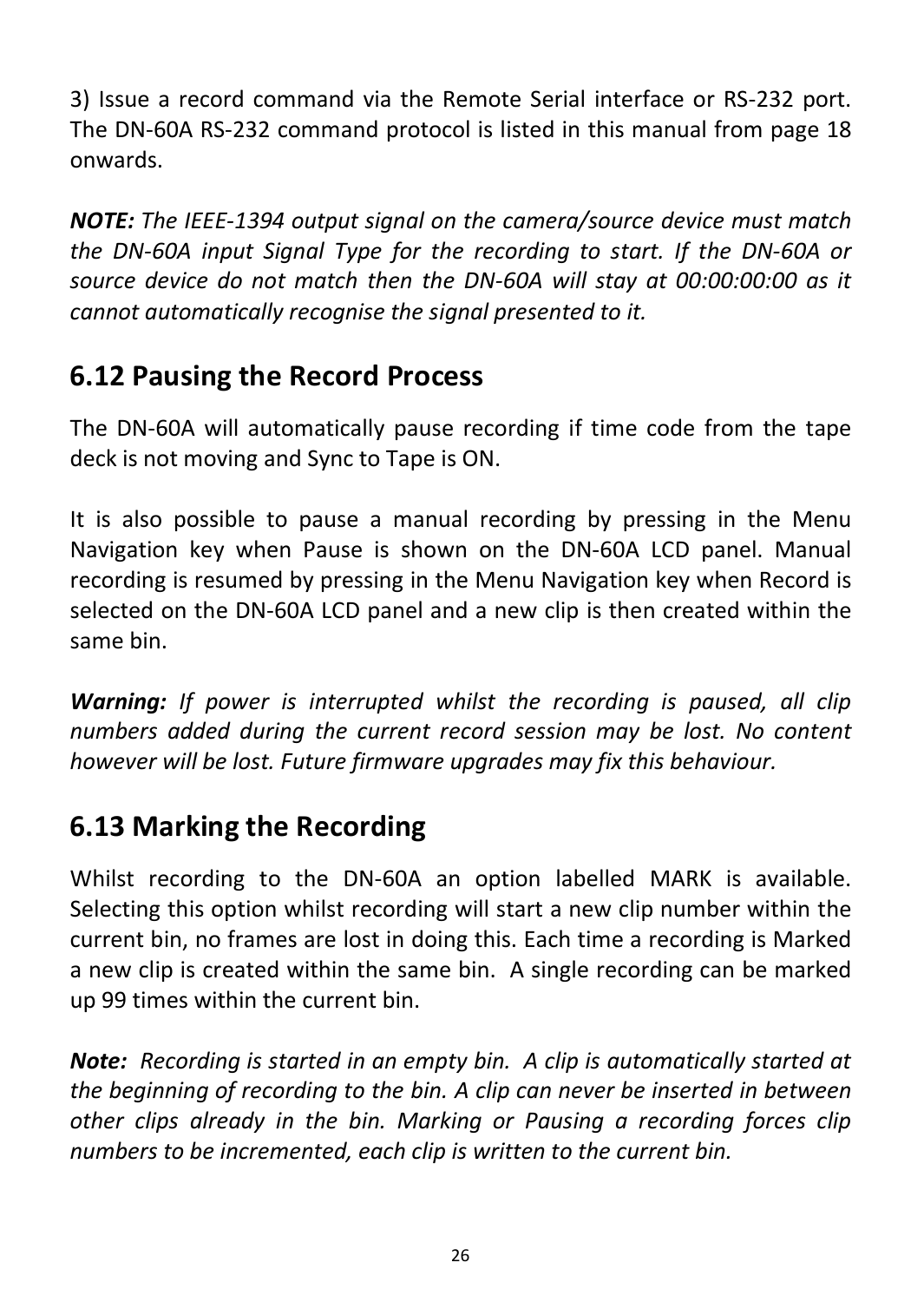3) Issue a record command via the Remote Serial interface or RS-232 port. The DN-60A RS-232 command protocol is listed in this manual from page 18 onwards.

***NOTE:*** *The IEEE-1394 output signal on the camera/source device must match the DN-60A input Signal Type for the recording to start. If the DN-60A or source device do not match then the DN-60A will stay at 00:00:00:00 as it cannot automatically recognise the signal presented to it.*

## 6.12 Pausing the Record Process

The DN-60A will automatically pause recording if time code from the tape deck is not moving and Sync to Tape is ON.

It is also possible to pause a manual recording by pressing in the Menu Navigation key when Pause is shown on the DN-60A LCD panel. Manual recording is resumed by pressing in the Menu Navigation key when Record is selected on the DN-60A LCD panel and a new clip is then created within the same bin.

***Warning:*** *If power is interrupted whilst the recording is paused, all clip numbers added during the current record session may be lost. No content however will be lost. Future firmware upgrades may fix this behaviour.*

## 6.13 Marking the Recording

Whilst recording to the DN-60A an option labelled MARK is available. Selecting this option whilst recording will start a new clip number within the current bin, no frames are lost in doing this. Each time a recording is Marked a new clip is created within the same bin. A single recording can be marked up 99 times within the current bin.

***Note:*** *Recording is started in an empty bin. A clip is automatically started at the beginning of recording to the bin. A clip can never be inserted in between other clips already in the bin. Marking or Pausing a recording forces clip numbers to be incremented, each clip is written to the current bin.*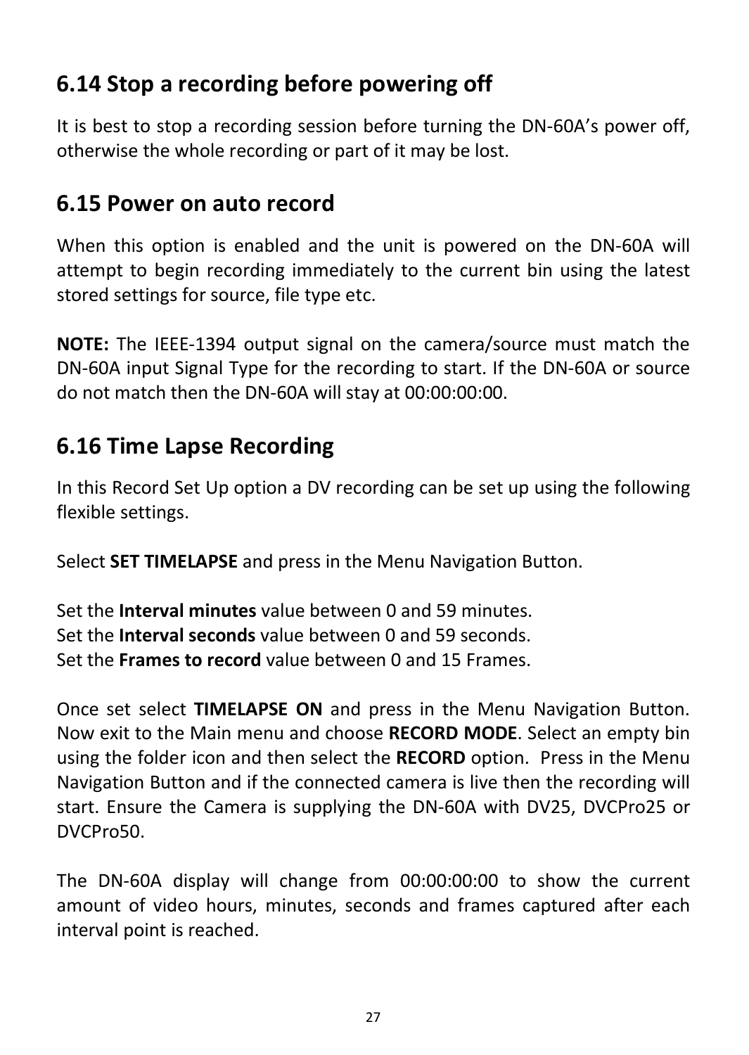## 6.14 Stop a recording before powering off

It is best to stop a recording session before turning the DN-60A's power off, otherwise the whole recording or part of it may be lost.

## 6.15 Power on auto record

When this option is enabled and the unit is powered on the DN-60A will attempt to begin recording immediately to the current bin using the latest stored settings for source, file type etc.

**NOTE:** The IEEE-1394 output signal on the camera/source must match the DN-60A input Signal Type for the recording to start. If the DN-60A or source do not match then the DN-60A will stay at 00:00:00:00.

## 6.16 Time Lapse Recording

In this Record Set Up option a DV recording can be set up using the following flexible settings.

Select **SET TIMELAPSE** and press in the Menu Navigation Button.

Set the **Interval minutes** value between 0 and 59 minutes.
Set the **Interval seconds** value between 0 and 59 seconds.
Set the **Frames to record** value between 0 and 15 Frames.

Once set select **TIMELAPSE ON** and press in the Menu Navigation Button. Now exit to the Main menu and choose **RECORD MODE**. Select an empty bin using the folder icon and then select the **RECORD** option. Press in the Menu Navigation Button and if the connected camera is live then the recording will start. Ensure the Camera is supplying the DN-60A with DV25, DVCPro25 or DVCPro50.

The DN-60A display will change from 00:00:00:00 to show the current amount of video hours, minutes, seconds and frames captured after each interval point is reached.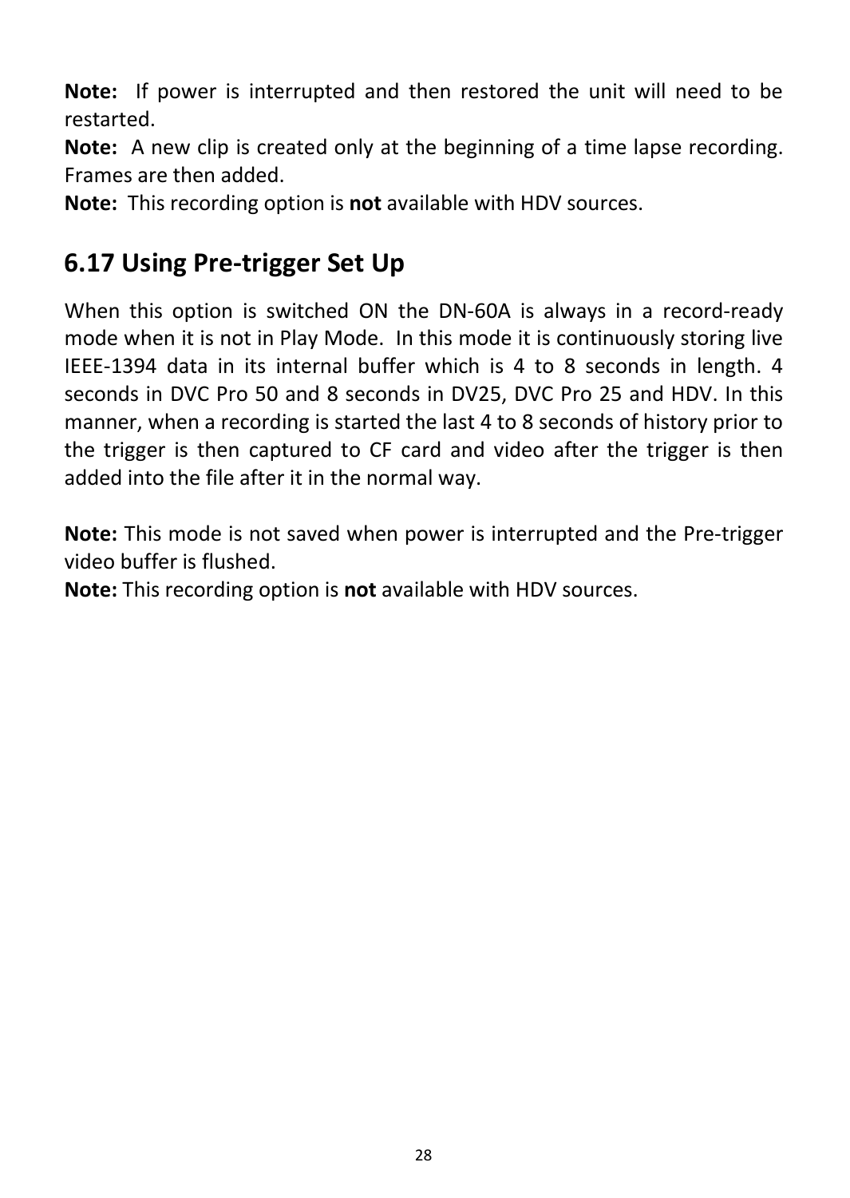**Note:** If power is interrupted and then restored the unit will need to be restarted.

**Note:** A new clip is created only at the beginning of a time lapse recording. Frames are then added.

**Note:** This recording option is **not** available with HDV sources.

## 6.17 Using Pre-trigger Set Up

When this option is switched ON the DN-60A is always in a record-ready mode when it is not in Play Mode. In this mode it is continuously storing live IEEE-1394 data in its internal buffer which is 4 to 8 seconds in length. 4 seconds in DVC Pro 50 and 8 seconds in DV25, DVC Pro 25 and HDV. In this manner, when a recording is started the last 4 to 8 seconds of history prior to the trigger is then captured to CF card and video after the trigger is then added into the file after it in the normal way.

**Note:** This mode is not saved when power is interrupted and the Pre-trigger video buffer is flushed.

**Note:** This recording option is **not** available with HDV sources.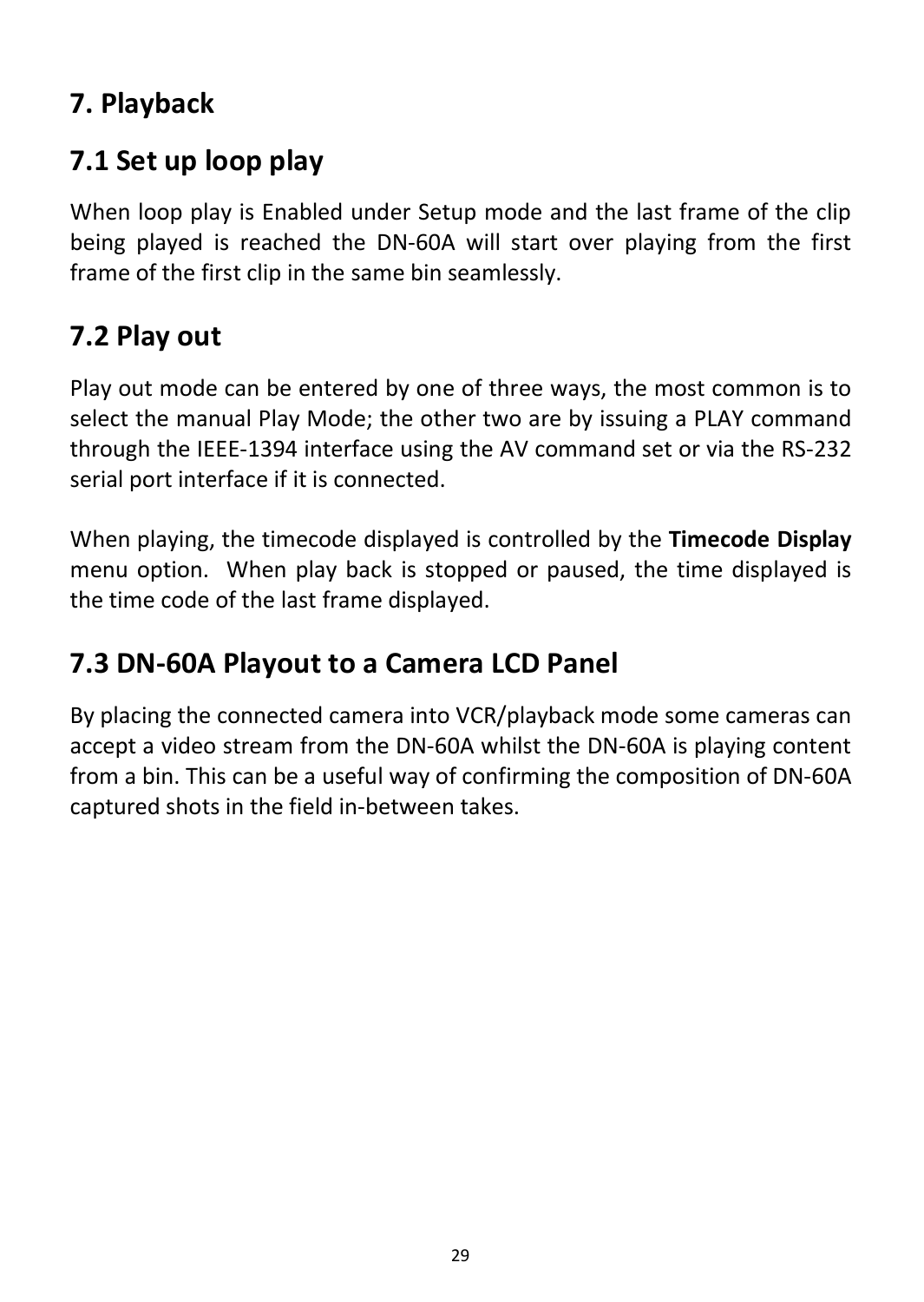# 7. Playback

## 7.1 Set up loop play

When loop play is Enabled under Setup mode and the last frame of the clip being played is reached the DN-60A will start over playing from the first frame of the first clip in the same bin seamlessly.

## 7.2 Play out

Play out mode can be entered by one of three ways, the most common is to select the manual Play Mode; the other two are by issuing a PLAY command through the IEEE-1394 interface using the AV command set or via the RS-232 serial port interface if it is connected.

When playing, the timecode displayed is controlled by the **Timecode Display** menu option. When play back is stopped or paused, the time displayed is the time code of the last frame displayed.

## 7.3 DN-60A Playout to a Camera LCD Panel

By placing the connected camera into VCR/playback mode some cameras can accept a video stream from the DN-60A whilst the DN-60A is playing content from a bin. This can be a useful way of confirming the composition of DN-60A captured shots in the field in-between takes.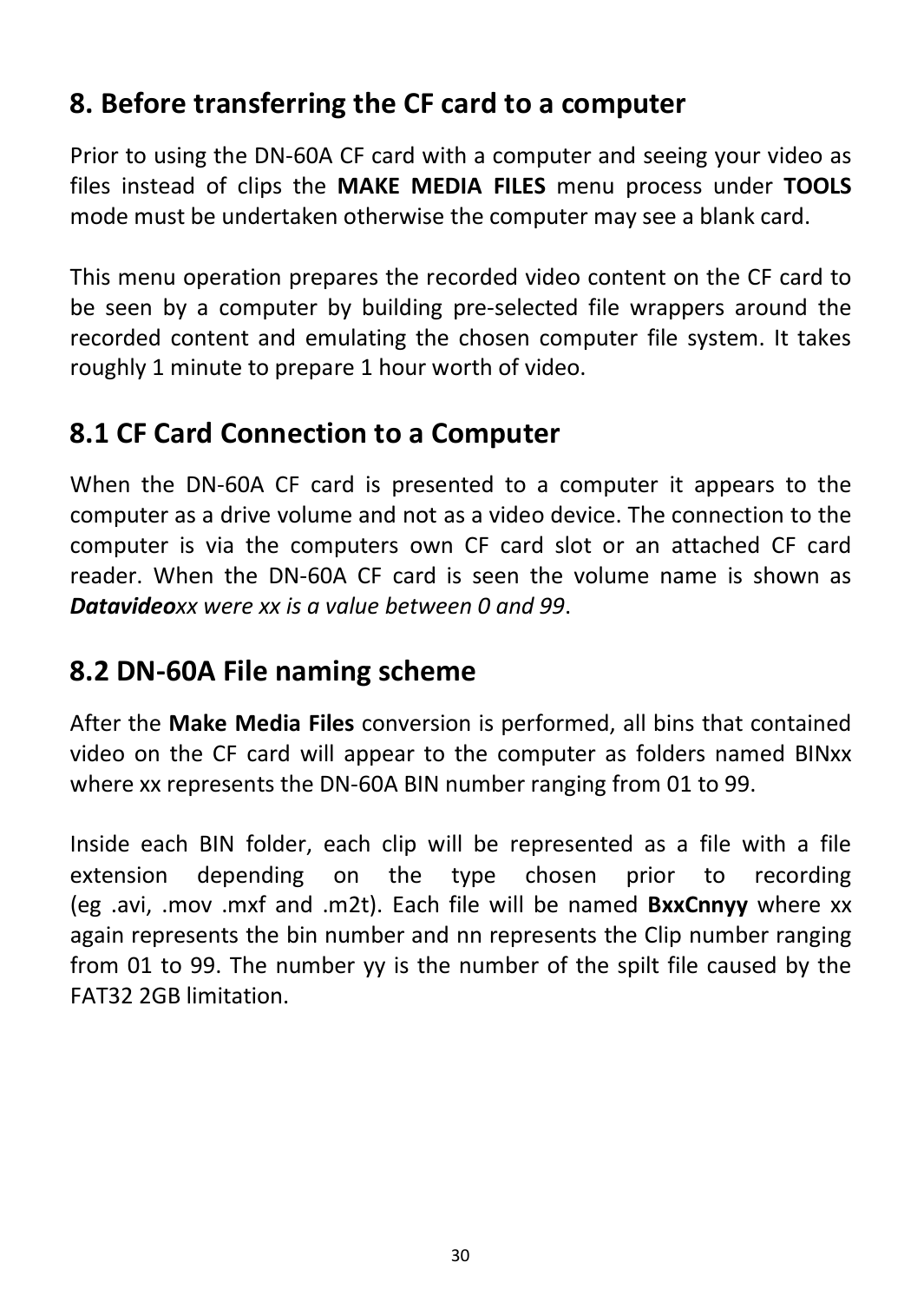## 8. Before transferring the CF card to a computer

Prior to using the DN-60A CF card with a computer and seeing your video as files instead of clips the **MAKE MEDIA FILES** menu process under **TOOLS** mode must be undertaken otherwise the computer may see a blank card.

This menu operation prepares the recorded video content on the CF card to be seen by a computer by building pre-selected file wrappers around the recorded content and emulating the chosen computer file system. It takes roughly 1 minute to prepare 1 hour worth of video.

## 8.1 CF Card Connection to a Computer

When the DN-60A CF card is presented to a computer it appears to the computer as a drive volume and not as a video device. The connection to the computer is via the computers own CF card slot or an attached CF card reader. When the DN-60A CF card is seen the volume name is shown as ***Datavideo****xx were xx is a value between 0 and 99*.

## 8.2 DN-60A File naming scheme

After the **Make Media Files** conversion is performed, all bins that contained video on the CF card will appear to the computer as folders named BINxx where xx represents the DN-60A BIN number ranging from 01 to 99.

Inside each BIN folder, each clip will be represented as a file with a file extension depending on the type chosen prior to recording (eg .avi, .mov .mxf and .m2t). Each file will be named **BxxCnnyy** where xx again represents the bin number and nn represents the Clip number ranging from 01 to 99. The number yy is the number of the spilt file caused by the FAT32 2GB limitation.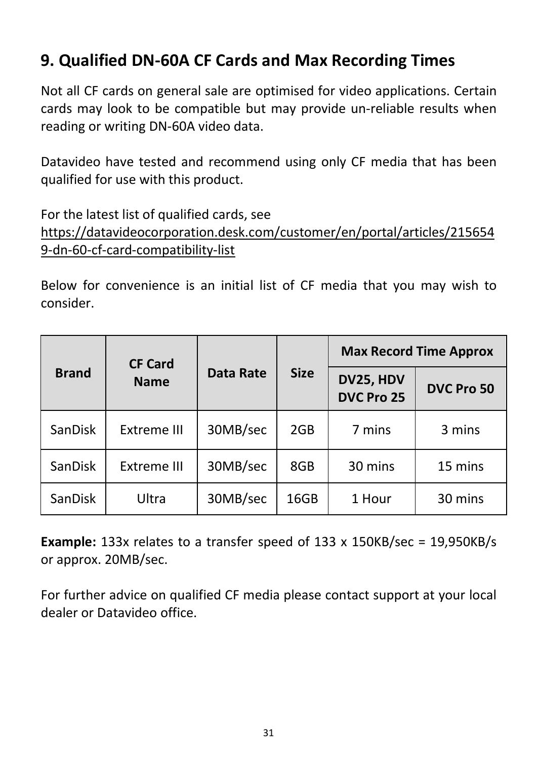## 9. Qualified DN-60A CF Cards and Max Recording Times

Not all CF cards on general sale are optimised for video applications. Certain cards may look to be compatible but may provide un-reliable results when reading or writing DN-60A video data.

Datavideo have tested and recommend using only CF media that has been qualified for use with this product.

For the latest list of qualified cards, see
https://datavideocorporation.desk.com/customer/en/portal/articles/2156549-dn-60-cf-card-compatibility-list

Below for convenience is an initial list of CF media that you may wish to consider.

| Brand | CF Card Name | Data Rate | Size | Max Record Time Approx | |
|---|---|---|---|---|---|
| | | | | DV25, HDV DVC Pro 25 | DVC Pro 50 |
| SanDisk | Extreme III | 30MB/sec | 2GB | 7 mins | 3 mins |
| SanDisk | Extreme III | 30MB/sec | 8GB | 30 mins | 15 mins |
| SanDisk | Ultra | 30MB/sec | 16GB | 1 Hour | 30 mins |

**Example:** 133x relates to a transfer speed of 133 x 150KB/sec = 19,950KB/s or approx. 20MB/sec.

For further advice on qualified CF media please contact support at your local dealer or Datavideo office.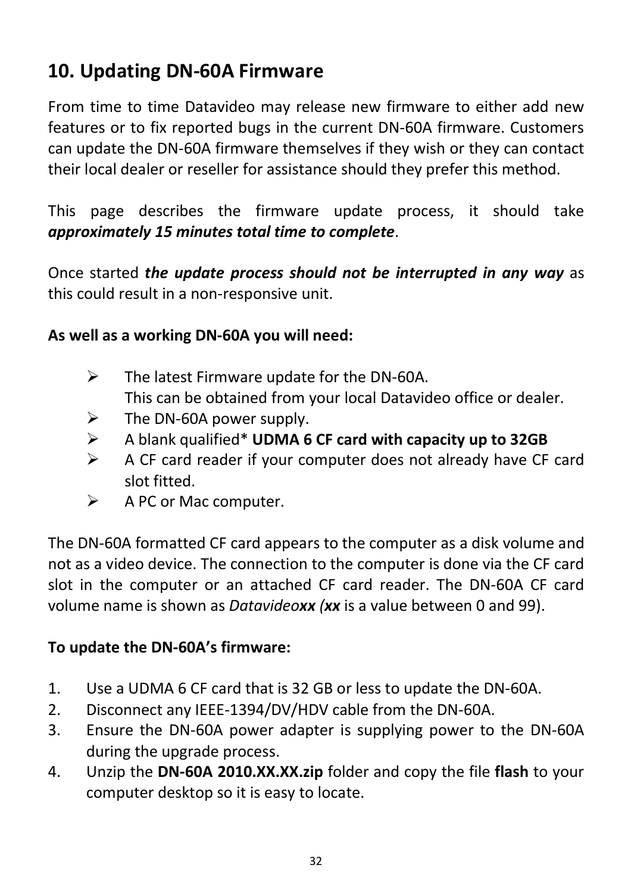## 10. Updating DN-60A Firmware

From time to time Datavideo may release new firmware to either add new features or to fix reported bugs in the current DN-60A firmware. Customers can update the DN-60A firmware themselves if they wish or they can contact their local dealer or reseller for assistance should they prefer this method.

This page describes the firmware update process, it should take ***approximately 15 minutes total time to complete***.

Once started ***the update process should not be interrupted in any way*** as this could result in a non-responsive unit.

**As well as a working DN-60A you will need:**

- The latest Firmware update for the DN-60A.
  This can be obtained from your local Datavideo office or dealer.
- The DN-60A power supply.
- A blank qualified* **UDMA 6 CF card with capacity up to 32GB**
- A CF card reader if your computer does not already have CF card slot fitted.
- A PC or Mac computer.

The DN-60A formatted CF card appears to the computer as a disk volume and not as a video device. The connection to the computer is done via the CF card slot in the computer or an attached CF card reader. The DN-60A CF card volume name is shown as *Datavideo**xx*** ***(xx*** is a value between 0 and 99).

**To update the DN-60A's firmware:**

1. Use a UDMA 6 CF card that is 32 GB or less to update the DN-60A.
2. Disconnect any IEEE-1394/DV/HDV cable from the DN-60A.
3. Ensure the DN-60A power adapter is supplying power to the DN-60A during the upgrade process.
4. Unzip the **DN-60A 2010.XX.XX.zip** folder and copy the file **flash** to your computer desktop so it is easy to locate.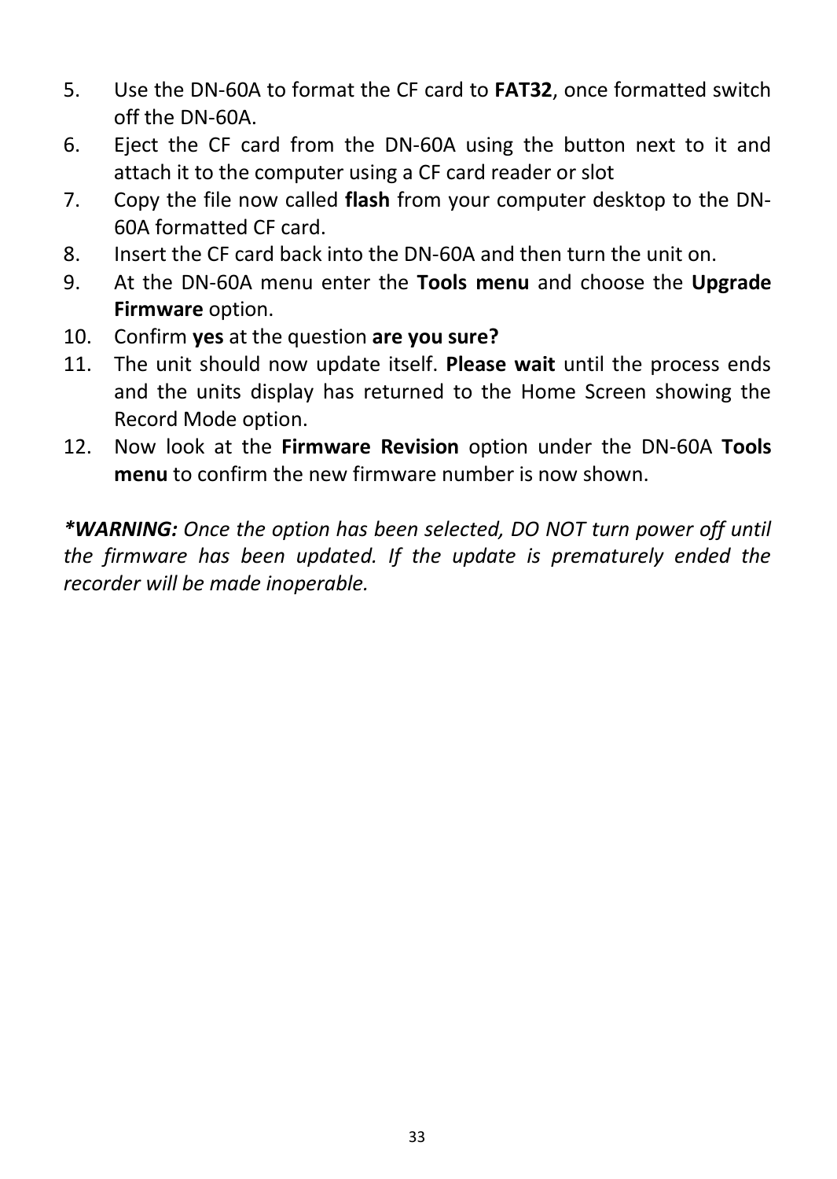5. Use the DN-60A to format the CF card to **FAT32**, once formatted switch off the DN-60A.
6. Eject the CF card from the DN-60A using the button next to it and attach it to the computer using a CF card reader or slot
7. Copy the file now called **flash** from your computer desktop to the DN-60A formatted CF card.
8. Insert the CF card back into the DN-60A and then turn the unit on.
9. At the DN-60A menu enter the **Tools menu** and choose the **Upgrade Firmware** option.
10. Confirm **yes** at the question **are you sure?**
11. The unit should now update itself. **Please wait** until the process ends and the units display has returned to the Home Screen showing the Record Mode option.
12. Now look at the **Firmware Revision** option under the DN-60A **Tools menu** to confirm the new firmware number is now shown.

***WARNING:** Once the option has been selected, DO NOT turn power off until the firmware has been updated. If the update is prematurely ended the recorder will be made inoperable.*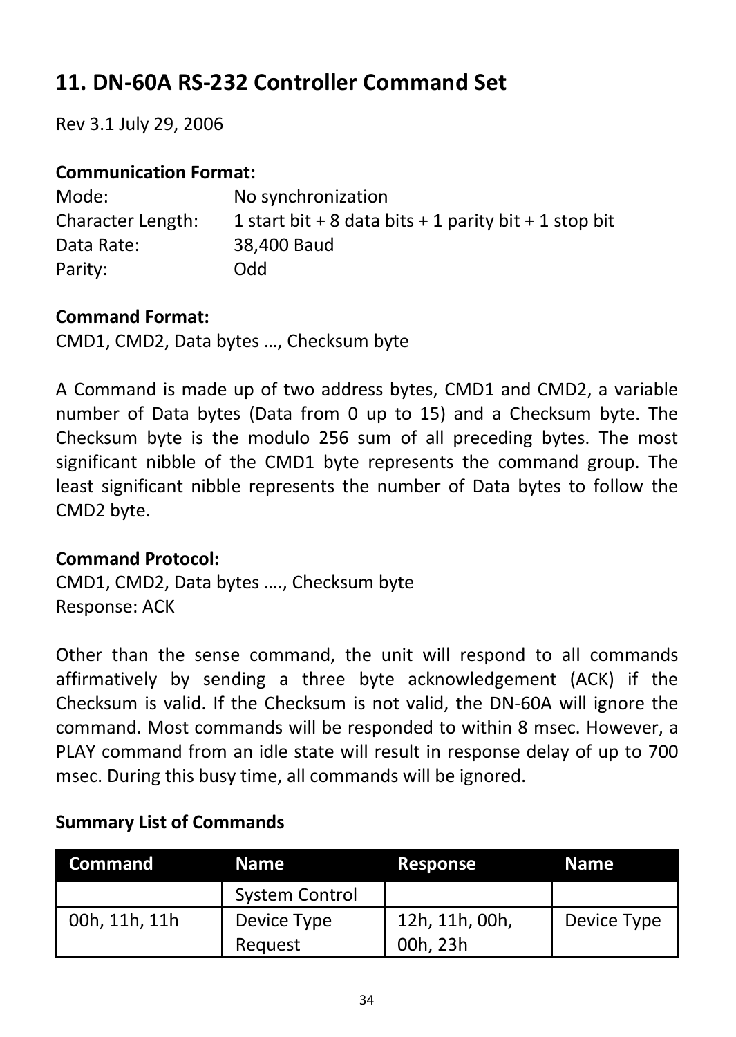## 11. DN-60A RS-232 Controller Command Set

Rev 3.1 July 29, 2006

**Communication Format:**

Mode: No synchronization
Character Length: 1 start bit + 8 data bits + 1 parity bit + 1 stop bit
Data Rate: 38,400 Baud
Parity: Odd

**Command Format:**

CMD1, CMD2, Data bytes …, Checksum byte

A Command is made up of two address bytes, CMD1 and CMD2, a variable number of Data bytes (Data from 0 up to 15) and a Checksum byte. The Checksum byte is the modulo 256 sum of all preceding bytes. The most significant nibble of the CMD1 byte represents the command group. The least significant nibble represents the number of Data bytes to follow the CMD2 byte.

**Command Protocol:**

CMD1, CMD2, Data bytes …., Checksum byte
Response: ACK

Other than the sense command, the unit will respond to all commands affirmatively by sending a three byte acknowledgement (ACK) if the Checksum is valid. If the Checksum is not valid, the DN-60A will ignore the command. Most commands will be responded to within 8 msec. However, a PLAY command from an idle state will result in response delay of up to 700 msec. During this busy time, all commands will be ignored.

**Summary List of Commands**

| Command | Name | Response | Name |
| --- | --- | --- | --- |
| | System Control | | |
| 00h, 11h, 11h | Device Type Request | 12h, 11h, 00h, 00h, 23h | Device Type |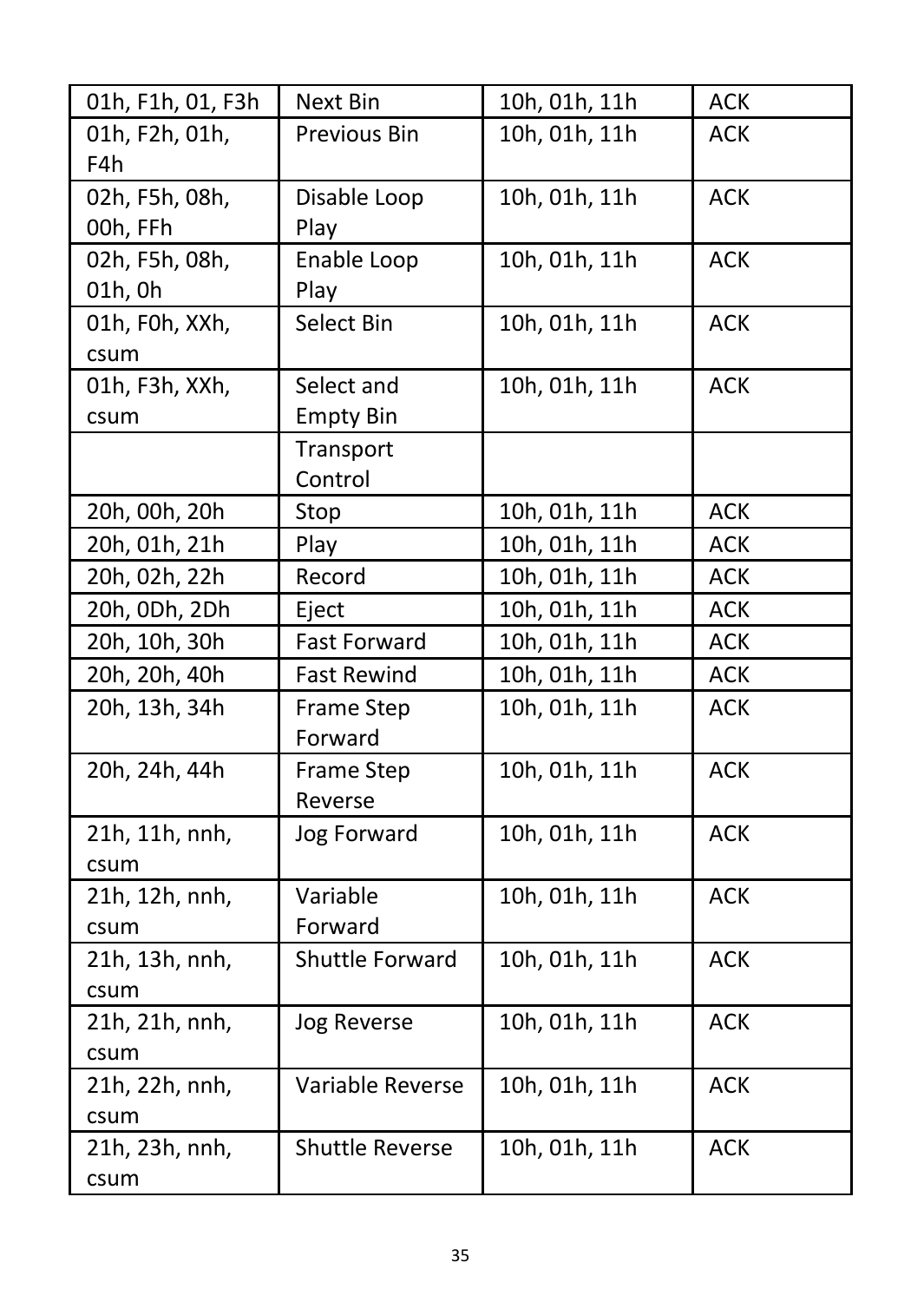| 01h, F1h, 01, F3h | Next Bin | 10h, 01h, 11h | ACK |
|---|---|---|---|
| 01h, F2h, 01h, F4h | Previous Bin | 10h, 01h, 11h | ACK |
| 02h, F5h, 08h, 00h, FFh | Disable Loop Play | 10h, 01h, 11h | ACK |
| 02h, F5h, 08h, 01h, 0h | Enable Loop Play | 10h, 01h, 11h | ACK |
| 01h, F0h, XXh, csum | Select Bin | 10h, 01h, 11h | ACK |
| 01h, F3h, XXh, csum | Select and Empty Bin | 10h, 01h, 11h | ACK |
| | Transport Control | | |
| 20h, 00h, 20h | Stop | 10h, 01h, 11h | ACK |
| 20h, 01h, 21h | Play | 10h, 01h, 11h | ACK |
| 20h, 02h, 22h | Record | 10h, 01h, 11h | ACK |
| 20h, 0Dh, 2Dh | Eject | 10h, 01h, 11h | ACK |
| 20h, 10h, 30h | Fast Forward | 10h, 01h, 11h | ACK |
| 20h, 20h, 40h | Fast Rewind | 10h, 01h, 11h | ACK |
| 20h, 13h, 34h | Frame Step Forward | 10h, 01h, 11h | ACK |
| 20h, 24h, 44h | Frame Step Reverse | 10h, 01h, 11h | ACK |
| 21h, 11h, nnh, csum | Jog Forward | 10h, 01h, 11h | ACK |
| 21h, 12h, nnh, csum | Variable Forward | 10h, 01h, 11h | ACK |
| 21h, 13h, nnh, csum | Shuttle Forward | 10h, 01h, 11h | ACK |
| 21h, 21h, nnh, csum | Jog Reverse | 10h, 01h, 11h | ACK |
| 21h, 22h, nnh, csum | Variable Reverse | 10h, 01h, 11h | ACK |
| 21h, 23h, nnh, csum | Shuttle Reverse | 10h, 01h, 11h | ACK |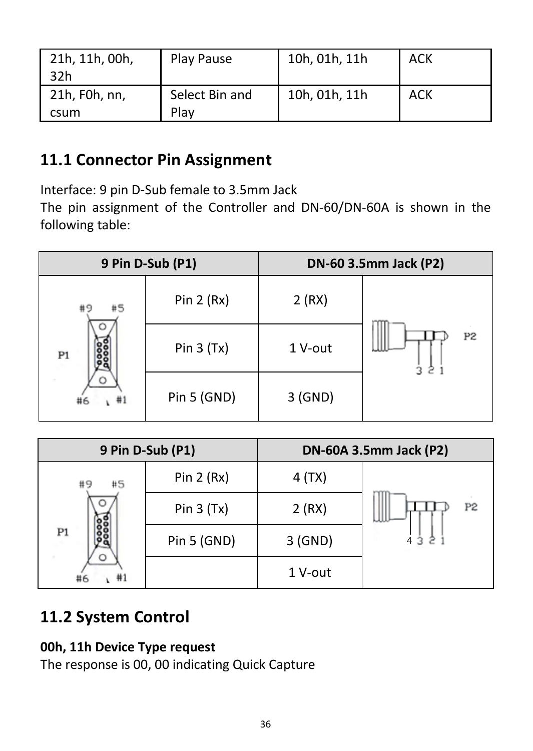| 21h, 11h, 00h, 32h | Play Pause | 10h, 01h, 11h | ACK |
|---|---|---|---|
| 21h, F0h, nn, csum | Select Bin and Play | 10h, 01h, 11h | ACK |

## 11.1 Connector Pin Assignment

Interface: 9 pin D-Sub female to 3.5mm Jack
The pin assignment of the Controller and DN-60/DN-60A is shown in the following table:

| 9 Pin D-Sub (P1) | | DN-60 3.5mm Jack (P2) | |
|---|---|---|---|
| | Pin 2 (Rx) | 2 (RX) | |
| | Pin 3 (Tx) | 1 V-out | |
| | Pin 5 (GND) | 3 (GND) | |

| 9 Pin D-Sub (P1) | | DN-60A 3.5mm Jack (P2) | |
|---|---|---|---|
| | Pin 2 (Rx) | 4 (TX) | |
| | Pin 3 (Tx) | 2 (RX) | |
| | Pin 5 (GND) | 3 (GND) | |
| | | 1 V-out | |

## 11.2 System Control

**00h, 11h Device Type request**
The response is 00, 00 indicating Quick Capture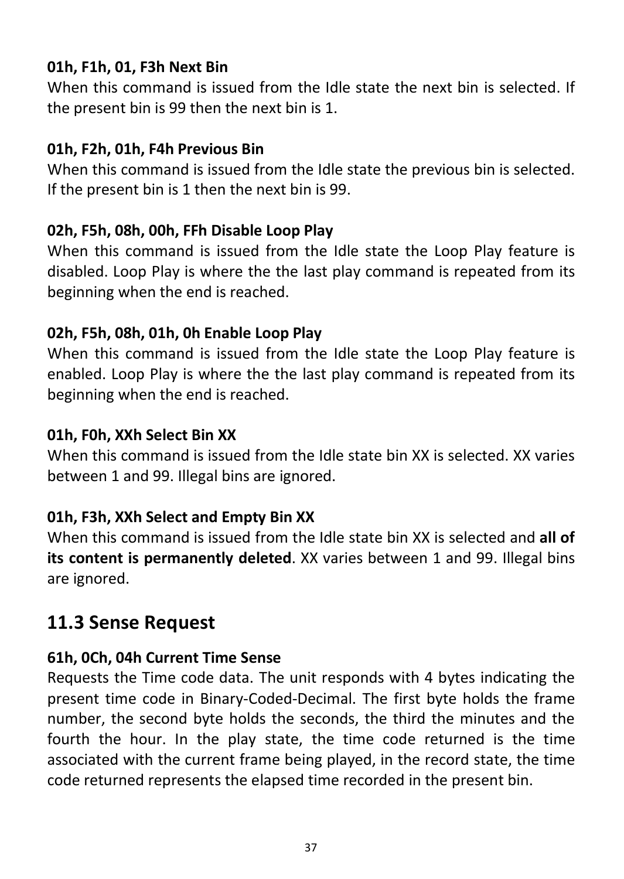**01h, F1h, 01, F3h Next Bin**

When this command is issued from the Idle state the next bin is selected. If the present bin is 99 then the next bin is 1.

**01h, F2h, 01h, F4h Previous Bin**

When this command is issued from the Idle state the previous bin is selected. If the present bin is 1 then the next bin is 99.

**02h, F5h, 08h, 00h, FFh Disable Loop Play**

When this command is issued from the Idle state the Loop Play feature is disabled. Loop Play is where the the last play command is repeated from its beginning when the end is reached.

**02h, F5h, 08h, 01h, 0h Enable Loop Play**

When this command is issued from the Idle state the Loop Play feature is enabled. Loop Play is where the the last play command is repeated from its beginning when the end is reached.

**01h, F0h, XXh Select Bin XX**

When this command is issued from the Idle state bin XX is selected. XX varies between 1 and 99. Illegal bins are ignored.

**01h, F3h, XXh Select and Empty Bin XX**

When this command is issued from the Idle state bin XX is selected and **all of its content is permanently deleted**. XX varies between 1 and 99. Illegal bins are ignored.

## 11.3 Sense Request

**61h, 0Ch, 04h Current Time Sense**

Requests the Time code data. The unit responds with 4 bytes indicating the present time code in Binary-Coded-Decimal. The first byte holds the frame number, the second byte holds the seconds, the third the minutes and the fourth the hour. In the play state, the time code returned is the time associated with the current frame being played, in the record state, the time code returned represents the elapsed time recorded in the present bin.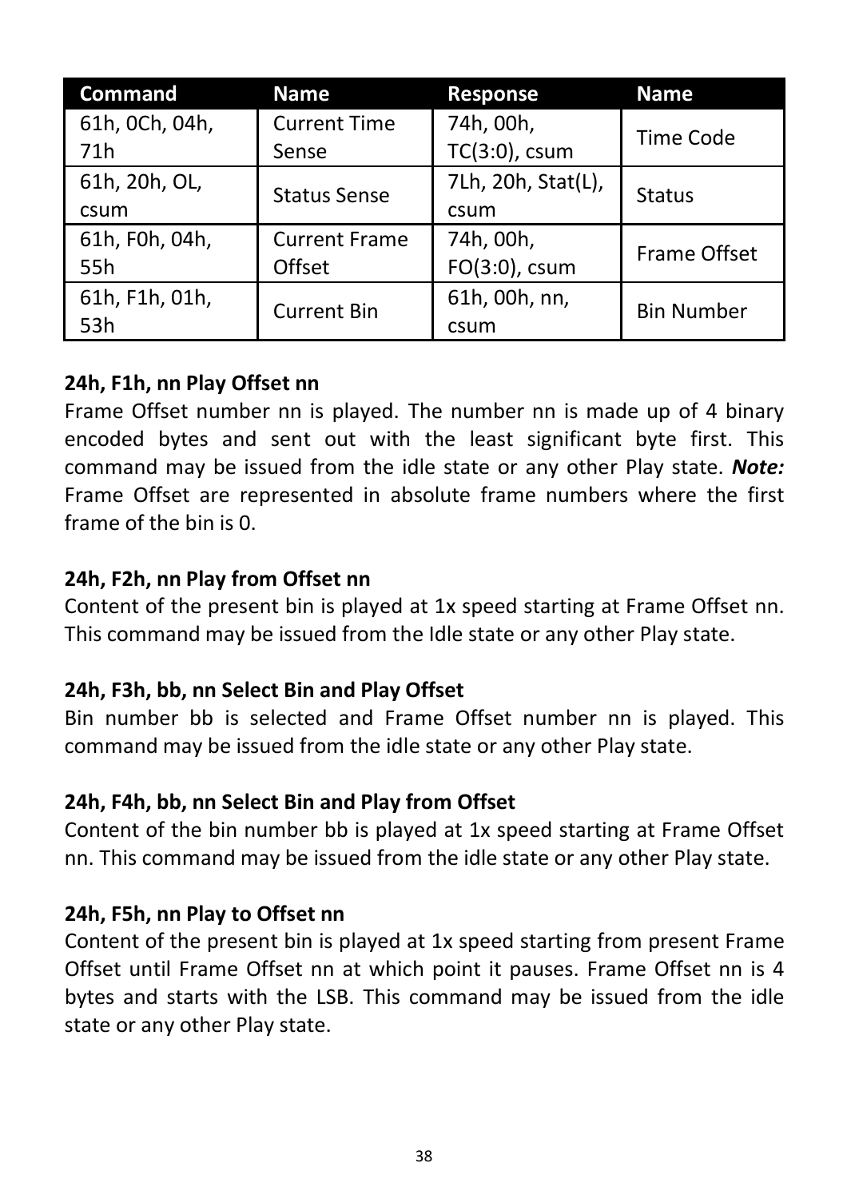| Command | Name | Response | Name |
| --- | --- | --- | --- |
| 61h, 0Ch, 04h, 71h | Current Time Sense | 74h, 00h, TC(3:0), csum | Time Code |
| 61h, 20h, OL, csum | Status Sense | 7Lh, 20h, Stat(L), csum | Status |
| 61h, F0h, 04h, 55h | Current Frame Offset | 74h, 00h, FO(3:0), csum | Frame Offset |
| 61h, F1h, 01h, 53h | Current Bin | 61h, 00h, nn, csum | Bin Number |

**24h, F1h, nn Play Offset nn**

Frame Offset number nn is played. The number nn is made up of 4 binary encoded bytes and sent out with the least significant byte first. This command may be issued from the idle state or any other Play state. ***Note:*** Frame Offset are represented in absolute frame numbers where the first frame of the bin is 0.

**24h, F2h, nn Play from Offset nn**

Content of the present bin is played at 1x speed starting at Frame Offset nn. This command may be issued from the Idle state or any other Play state.

**24h, F3h, bb, nn Select Bin and Play Offset**

Bin number bb is selected and Frame Offset number nn is played. This command may be issued from the idle state or any other Play state.

**24h, F4h, bb, nn Select Bin and Play from Offset**

Content of the bin number bb is played at 1x speed starting at Frame Offset nn. This command may be issued from the idle state or any other Play state.

**24h, F5h, nn Play to Offset nn**

Content of the present bin is played at 1x speed starting from present Frame Offset until Frame Offset nn at which point it pauses. Frame Offset nn is 4 bytes and starts with the LSB. This command may be issued from the idle state or any other Play state.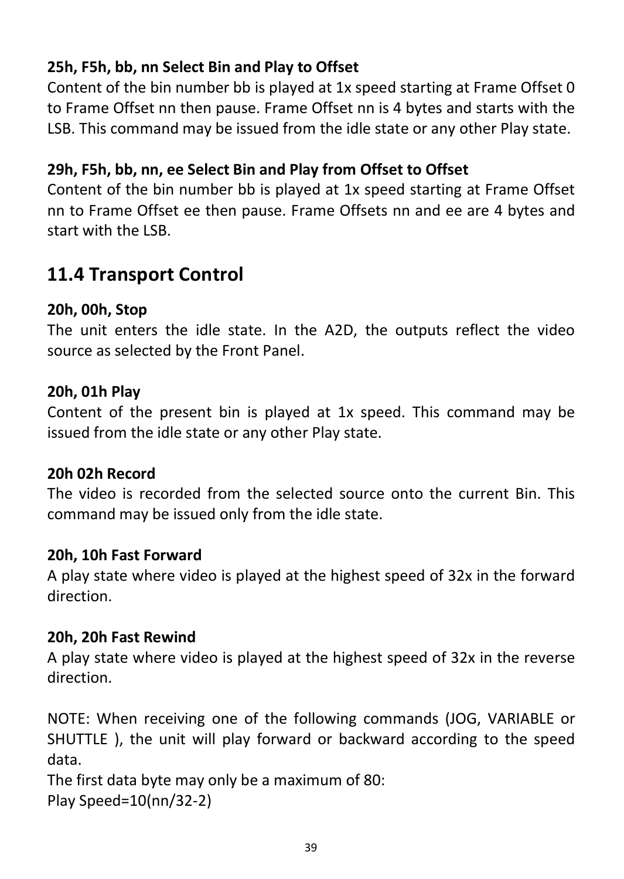**25h, F5h, bb, nn Select Bin and Play to Offset**
Content of the bin number bb is played at 1x speed starting at Frame Offset 0 to Frame Offset nn then pause. Frame Offset nn is 4 bytes and starts with the LSB. This command may be issued from the idle state or any other Play state.

**29h, F5h, bb, nn, ee Select Bin and Play from Offset to Offset**
Content of the bin number bb is played at 1x speed starting at Frame Offset nn to Frame Offset ee then pause. Frame Offsets nn and ee are 4 bytes and start with the LSB.

## 11.4 Transport Control

**20h, 00h, Stop**
The unit enters the idle state. In the A2D, the outputs reflect the video source as selected by the Front Panel.

**20h, 01h Play**
Content of the present bin is played at 1x speed. This command may be issued from the idle state or any other Play state.

**20h 02h Record**
The video is recorded from the selected source onto the current Bin. This command may be issued only from the idle state.

**20h, 10h Fast Forward**
A play state where video is played at the highest speed of 32x in the forward direction.

**20h, 20h Fast Rewind**
A play state where video is played at the highest speed of 32x in the reverse direction.

NOTE: When receiving one of the following commands (JOG, VARIABLE or SHUTTLE ), the unit will play forward or backward according to the speed data.
The first data byte may only be a maximum of 80:
Play Speed=10(nn/32-2)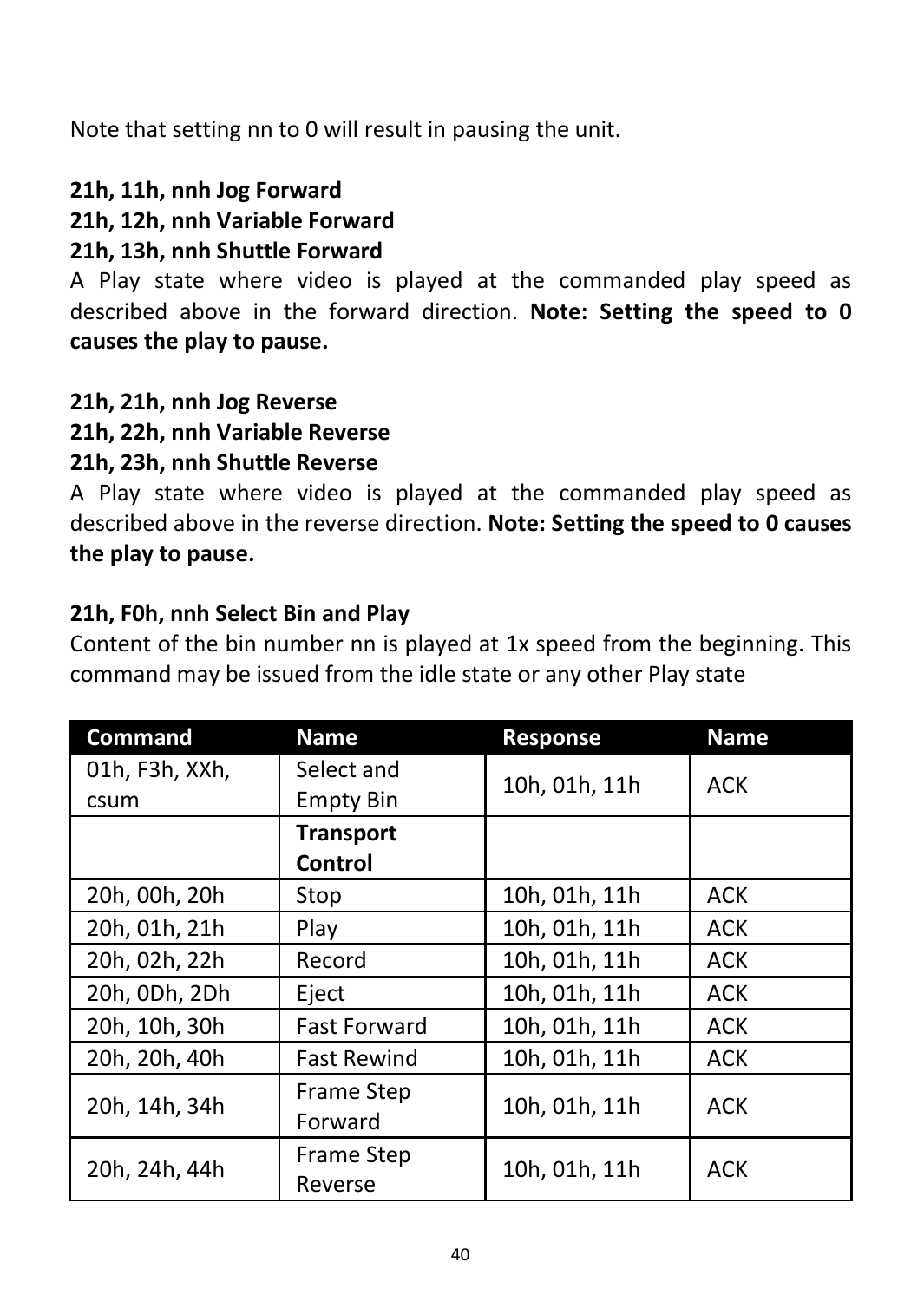Note that setting nn to 0 will result in pausing the unit.

**21h, 11h, nnh Jog Forward**
**21h, 12h, nnh Variable Forward**
**21h, 13h, nnh Shuttle Forward**
A Play state where video is played at the commanded play speed as described above in the forward direction. **Note: Setting the speed to 0 causes the play to pause.**

**21h, 21h, nnh Jog Reverse**
**21h, 22h, nnh Variable Reverse**
**21h, 23h, nnh Shuttle Reverse**
A Play state where video is played at the commanded play speed as described above in the reverse direction. **Note: Setting the speed to 0 causes the play to pause.**

**21h, F0h, nnh Select Bin and Play**
Content of the bin number nn is played at 1x speed from the beginning. This command may be issued from the idle state or any other Play state

| Command | Name | Response | Name |
|---|---|---|---|
| 01h, F3h, XXh, csum | Select and Empty Bin | 10h, 01h, 11h | ACK |
| | **Transport Control** | | |
| 20h, 00h, 20h | Stop | 10h, 01h, 11h | ACK |
| 20h, 01h, 21h | Play | 10h, 01h, 11h | ACK |
| 20h, 02h, 22h | Record | 10h, 01h, 11h | ACK |
| 20h, 0Dh, 2Dh | Eject | 10h, 01h, 11h | ACK |
| 20h, 10h, 30h | Fast Forward | 10h, 01h, 11h | ACK |
| 20h, 20h, 40h | Fast Rewind | 10h, 01h, 11h | ACK |
| 20h, 14h, 34h | Frame Step Forward | 10h, 01h, 11h | ACK |
| 20h, 24h, 44h | Frame Step Reverse | 10h, 01h, 11h | ACK |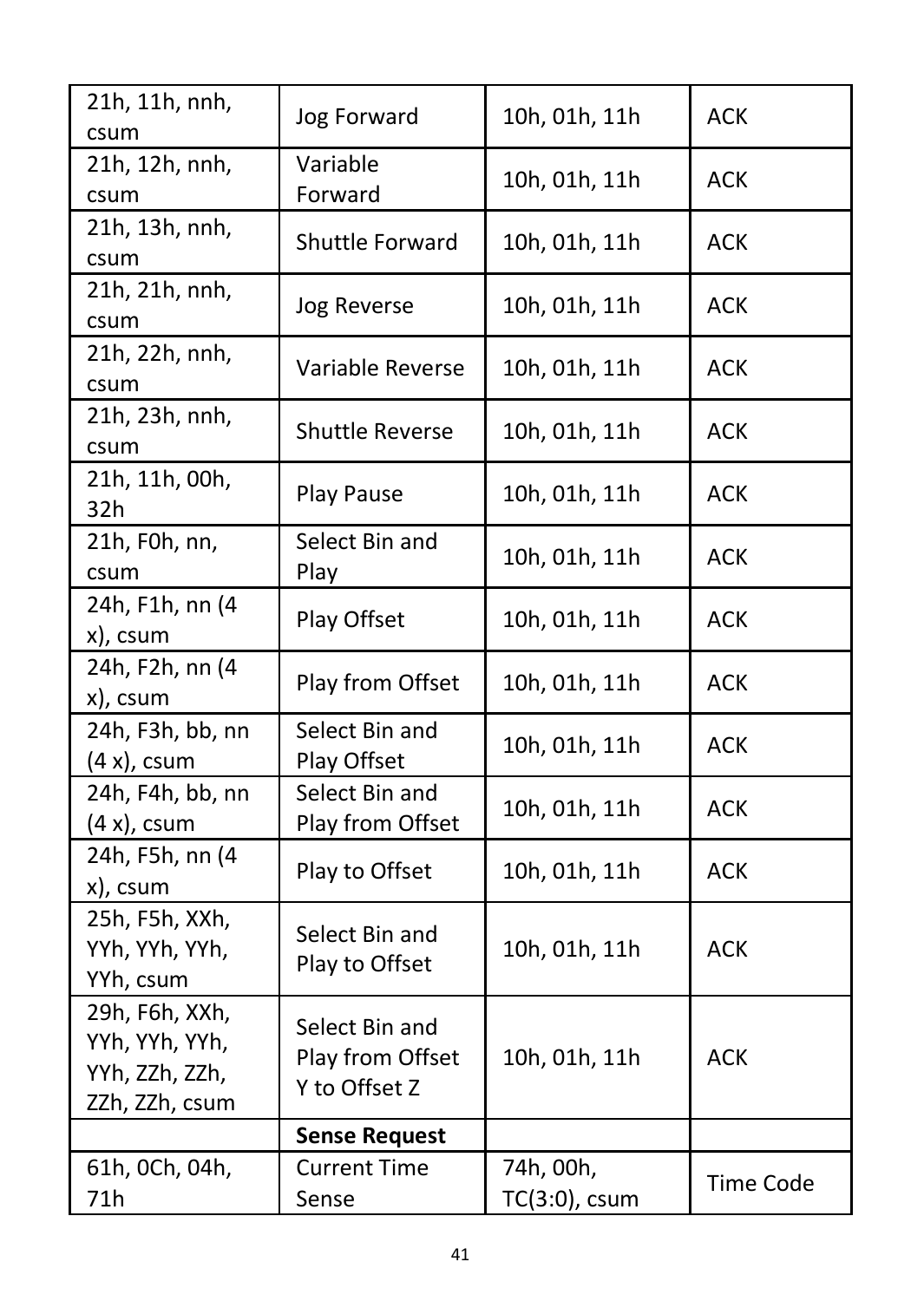| | | | |
|---|---|---|---|
| 21h, 11h, nnh, csum | Jog Forward | 10h, 01h, 11h | ACK |
| 21h, 12h, nnh, csum | Variable Forward | 10h, 01h, 11h | ACK |
| 21h, 13h, nnh, csum | Shuttle Forward | 10h, 01h, 11h | ACK |
| 21h, 21h, nnh, csum | Jog Reverse | 10h, 01h, 11h | ACK |
| 21h, 22h, nnh, csum | Variable Reverse | 10h, 01h, 11h | ACK |
| 21h, 23h, nnh, csum | Shuttle Reverse | 10h, 01h, 11h | ACK |
| 21h, 11h, 00h, 32h | Play Pause | 10h, 01h, 11h | ACK |
| 21h, F0h, nn, csum | Select Bin and Play | 10h, 01h, 11h | ACK |
| 24h, F1h, nn (4 x), csum | Play Offset | 10h, 01h, 11h | ACK |
| 24h, F2h, nn (4 x), csum | Play from Offset | 10h, 01h, 11h | ACK |
| 24h, F3h, bb, nn (4 x), csum | Select Bin and Play Offset | 10h, 01h, 11h | ACK |
| 24h, F4h, bb, nn (4 x), csum | Select Bin and Play from Offset | 10h, 01h, 11h | ACK |
| 24h, F5h, nn (4 x), csum | Play to Offset | 10h, 01h, 11h | ACK |
| 25h, F5h, XXh, YYh, YYh, YYh, YYh, csum | Select Bin and Play to Offset | 10h, 01h, 11h | ACK |
| 29h, F6h, XXh, YYh, YYh, YYh, YYh, ZZh, ZZh, ZZh, ZZh, csum | Select Bin and Play from Offset Y to Offset Z | 10h, 01h, 11h | ACK |
| | **Sense Request** | | |
| 61h, 0Ch, 04h, 71h | Current Time Sense | 74h, 00h, TC(3:0), csum | Time Code |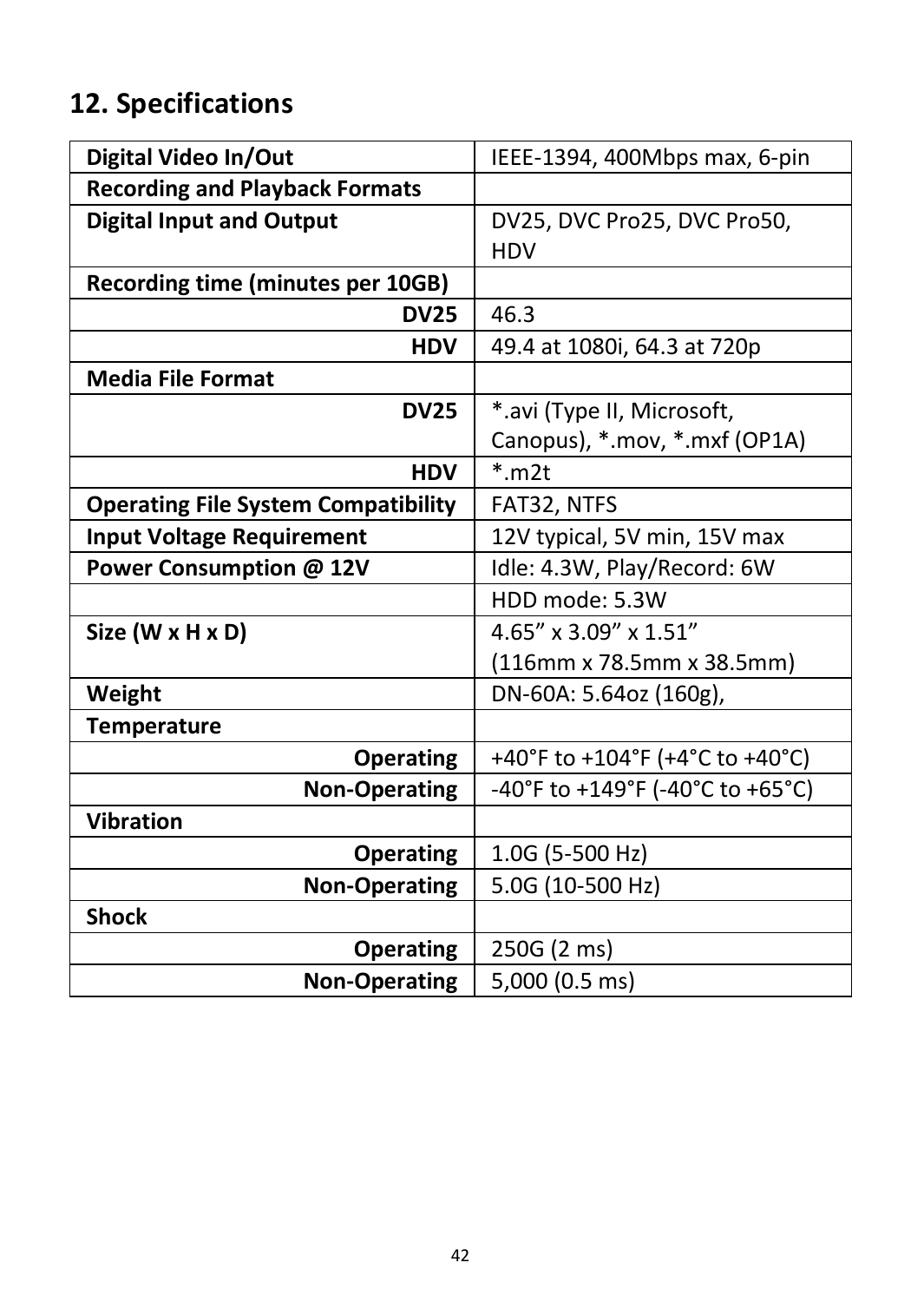## 12. Specifications

| | |
|---|---|
| **Digital Video In/Out** | IEEE-1394, 400Mbps max, 6-pin |
| **Recording and Playback Formats** | |
| **Digital Input and Output** | DV25, DVC Pro25, DVC Pro50, HDV |
| **Recording time (minutes per 10GB)** | |
| **DV25** | 46.3 |
| **HDV** | 49.4 at 1080i, 64.3 at 720p |
| **Media File Format** | |
| **DV25** | *.avi (Type II, Microsoft, Canopus), *.mov, *.mxf (OP1A) |
| **HDV** | *.m2t |
| **Operating File System Compatibility** | FAT32, NTFS |
| **Input Voltage Requirement** | 12V typical, 5V min, 15V max |
| **Power Consumption @ 12V** | Idle: 4.3W, Play/Record: 6W |
| | HDD mode: 5.3W |
| **Size (W x H x D)** | 4.65" x 3.09" x 1.51" (116mm x 78.5mm x 38.5mm) |
| **Weight** | DN-60A: 5.64oz (160g), |
| **Temperature** | |
| **Operating** | +40°F to +104°F (+4°C to +40°C) |
| **Non-Operating** | -40°F to +149°F (-40°C to +65°C) |
| **Vibration** | |
| **Operating** | 1.0G (5-500 Hz) |
| **Non-Operating** | 5.0G (10-500 Hz) |
| **Shock** | |
| **Operating** | 250G (2 ms) |
| **Non-Operating** | 5,000 (0.5 ms) |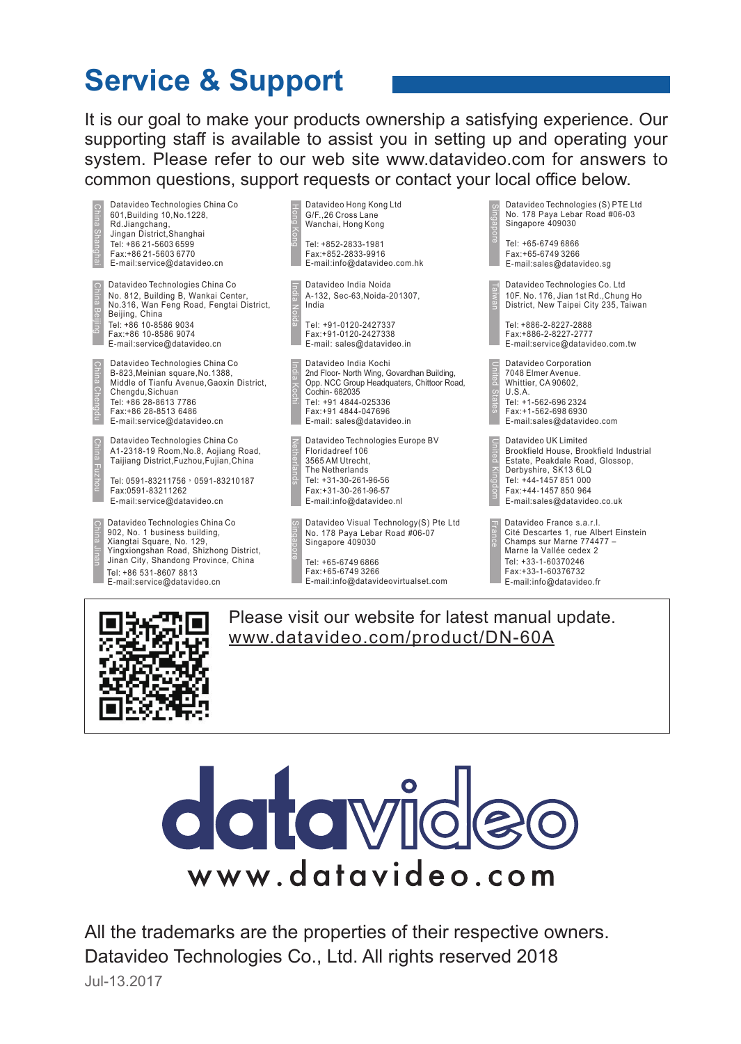# Service & Support

It is our goal to make your products ownership a satisfying experience. Our supporting staff is available to assist you in setting up and operating your system. Please refer to our web site www.datavideo.com for answers to common questions, support requests or contact your local office below.

**China Shanghai**
Datavideo Technologies China Co
601,Building 10,No.1228,
Rd.Jiangchang,
Jingan District,Shanghai
Tel: +86 21-5603 6599
Fax:+86 21-5603 6770
E-mail:service@datavideo.cn

**China Beijing**
Datavideo Technologies China Co
No. 812, Building B, Wankai Center,
No.316, Wan Feng Road, Fengtai District,
Beijing, China
Tel: +86 10-8586 9034
Fax:+86 10-8586 9074
E-mail:service@datavideo.cn

**China Chengdu**
Datavideo Technologies China Co
B-823,Meinian square,No.1388,
Middle of Tianfu Avenue,Gaoxin District,
Chengdu,Sichuan
Tel: +86 28-8613 7786
Fax:+86 28-8513 6486
E-mail:service@datavideo.cn

**China Fuzhou**
Datavideo Technologies China Co
A1-2318-19 Room,No.8, Aojiang Road,
Taijiang District,Fuzhou,Fujian,China
Tel: 0591-83211756，0591-83210187
Fax:0591-83211262
E-mail:service@datavideo.cn

**China Jinan**
Datavideo Technologies China Co
902, No. 1 business building,
Xiangtai Square, No. 129,
Yingxiongshan Road, Shizhong District,
Jinan City, Shandong Province, China
Tel: +86 531-8607 8813
E-mail:service@datavideo.cn

**Hong Kong**
Datavideo Hong Kong Ltd
G/F.,26 Cross Lane
Wanchai, Hong Kong
Tel: +852-2833-1981
Fax:+852-2833-9916
E-mail:info@datavideo.com.hk

**India Noida**
Datavideo India Noida
A-132, Sec-63,Noida-201307,
India
Tel: +91-0120-2427337
Fax:+91-0120-2427338
E-mail: sales@datavideo.in

**India Kochi**
Datavideo India Kochi
2nd Floor- North Wing, Govardhan Building,
Opp. NCC Group Headquaters, Chittoor Road,
Cochin- 682035
Tel: +91 4844-025336
Fax:+91 4844-047696
E-mail: sales@datavideo.in

**Netherlands**
Datavideo Technologies Europe BV
Floridadreef 106
3565 AM Utrecht,
The Netherlands
Tel: +31-30-261-96-56
Fax:+31-30-261-96-57
E-mail:info@datavideo.nl

**Singapore**
Datavideo Visual Technology(S) Pte Ltd
No. 178 Paya Lebar Road #06-07
Singapore 409030
Tel: +65-6749 6866
Fax:+65-6749 3266
E-mail:info@datavideovirtualset.com

**Singapore**
Datavideo Technologies (S) PTE Ltd
No. 178 Paya Lebar Road #06-03
Singapore 409030
Tel: +65-6749 6866
Fax:+65-6749 3266
E-mail:sales@datavideo.sg

**Taiwan**
Datavideo Technologies Co. Ltd
10F. No. 176, Jian 1st Rd.,Chung Ho
District, New Taipei City 235, Taiwan
Tel: +886-2-8227-2888
Fax:+886-2-8227-2777
E-mail:service@datavideo.com.tw

**United States**
Datavideo Corporation
7048 Elmer Avenue.
Whittier, CA 90602,
U.S.A.
Tel: +1-562-696 2324
Fax:+1-562-698 6930
E-mail:sales@datavideo.com

**United Kingdom**
Datavideo UK Limited
Brookfield House, Brookfield Industrial
Estate, Peakdale Road, Glossop,
Derbyshire, SK13 6LQ
Tel: +44-1457 851 000
Fax:+44-1457 850 964
E-mail:sales@datavideo.co.uk

**France**
Datavideo France s.a.r.l.
Cité Descartes 1, rue Albert Einstein
Champs sur Marne 774477 –
Marne la Vallée cedex 2
Tel: +33-1-60370246
Fax:+33-1-60376732
E-mail:info@datavideo.fr

Please visit our website for latest manual update.
www.datavideo.com/product/DN-60A

datavideo
www.datavideo.com

All the trademarks are the properties of their respective owners.
Datavideo Technologies Co., Ltd. All rights reserved 2018

Jul-13.2017